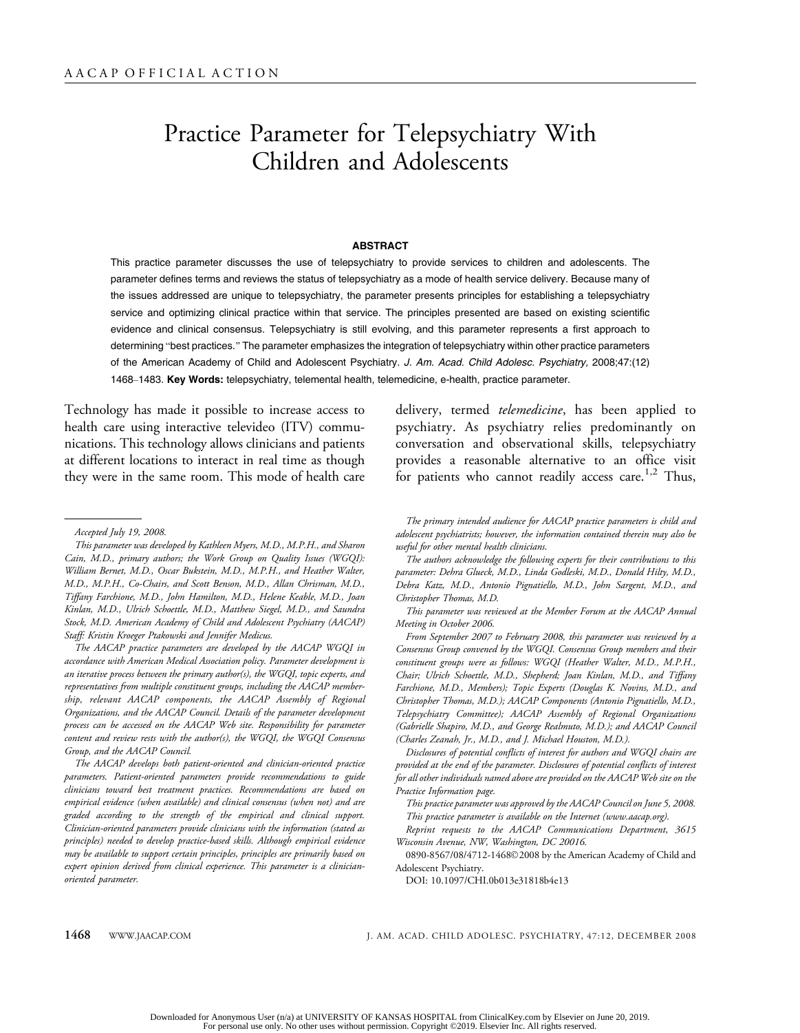AACAP OFFICIAL ACTION

# Practice Parameter for Telepsychiatry With Children and Adolescents

**ABSTRACT**

This practice parameter discusses the use of telepsychiatry to provide services to children and adolescents. The parameter defines terms and reviews the status of telepsychiatry as a mode of health service delivery. Because many of the issues addressed are unique to telepsychiatry, the parameter presents principles for establishing a telepsychiatry service and optimizing clinical practice within that service. The principles presented are based on existing scientific evidence and clinical consensus. Telepsychiatry is still evolving, and this parameter represents a first approach to determining "best practices." The parameter emphasizes the integration of telepsychiatry within other practice parameters of the American Academy of Child and Adolescent Psychiatry. *J. Am. Acad. Child Adolesc. Psychiatry,* 2008;47:(12) 1468–1483. **Key Words:** telepsychiatry, telemental health, telemedicine, e-health, practice parameter.

Technology has made it possible to increase access to health care using interactive televideo (ITV) communications. This technology allows clinicians and patients at different locations to interact in real time as though they were in the same room. This mode of health care delivery, termed *telemedicine*, has been applied to psychiatry. As psychiatry relies predominantly on conversation and observational skills, telepsychiatry provides a reasonable alternative to an office visit for patients who cannot readily access care.[1,2] Thus,

---

*Accepted July 19, 2008.*

*This parameter was developed by Kathleen Myers, M.D., M.P.H., and Sharon Cain, M.D., primary authors; the Work Group on Quality Issues (WGQI): William Bernet, M.D., Oscar Bukstein, M.D., M.P.H., and Heather Walter, M.D., M.P.H., Co-Chairs, and Scott Benson, M.D., Allan Chrisman, M.D., Tiffany Farchione, M.D., John Hamilton, M.D., Helene Keable, M.D., Joan Kinlan, M.D., Ulrich Schoettle, M.D., Matthew Siegel, M.D., and Saundra Stock, M.D. American Academy of Child and Adolescent Psychiatry (AACAP) Staff: Kristin Kroeger Ptakowski and Jennifer Medicus.*

*The AACAP practice parameters are developed by the AACAP WGQI in accordance with American Medical Association policy. Parameter development is an iterative process between the primary author(s), the WGQI, topic experts, and representatives from multiple constituent groups, including the AACAP membership, relevant AACAP components, the AACAP Assembly of Regional Organizations, and the AACAP Council. Details of the parameter development process can be accessed on the AACAP Web site. Responsibility for parameter content and review rests with the author(s), the WGQI, the WGQI Consensus Group, and the AACAP Council.*

*The AACAP develops both patient-oriented and clinician-oriented practice parameters. Patient-oriented parameters provide recommendations to guide clinicians toward best treatment practices. Recommendations are based on empirical evidence (when available) and clinical consensus (when not) and are graded according to the strength of the empirical and clinical support. Clinician-oriented parameters provide clinicians with the information (stated as principles) needed to develop practice-based skills. Although empirical evidence may be available to support certain principles, principles are primarily based on expert opinion derived from clinical experience. This parameter is a clinician-oriented parameter.*

*The primary intended audience for AACAP practice parameters is child and adolescent psychiatrists; however, the information contained therein may also be useful for other mental health clinicians.*

*The authors acknowledge the following experts for their contributions to this parameter: Debra Glueck, M.D., Linda Godleski, M.D., Donald Hilty, M.D., Debra Katz, M.D., Antonio Pignatiello, M.D., John Sargent, M.D., and Christopher Thomas, M.D.*

*This parameter was reviewed at the Member Forum at the AACAP Annual Meeting in October 2006.*

*From September 2007 to February 2008, this parameter was reviewed by a Consensus Group convened by the WGQI. Consensus Group members and their constituent groups were as follows: WGQI (Heather Walter, M.D., M.P.H., Chair; Ulrich Schoettle, M.D., Shepherd; Joan Kinlan, M.D., and Tiffany Farchione, M.D., Members); Topic Experts (Douglas K. Novins, M.D., and Christopher Thomas, M.D.); AACAP Components (Antonio Pignatiello, M.D., Telepsychiatry Committee); AACAP Assembly of Regional Organizations (Gabrielle Shapiro, M.D., and George Realmuto, M.D.); and AACAP Council (Charles Zeanah, Jr., M.D., and J. Michael Houston, M.D.).*

*Disclosures of potential conflicts of interest for authors and WGQI chairs are provided at the end of the parameter. Disclosures of potential conflicts of interest for all other individuals named above are provided on the AACAP Web site on the Practice Information page.*

*This practice parameter was approved by the AACAP Council on June 5, 2008.*

*This practice parameter is available on the Internet (www.aacap.org).*

*Reprint requests to the AACAP Communications Department, 3615 Wisconsin Avenue, NW, Washington, DC 20016.*

0890-8567/08/4712-1468©2008 by the American Academy of Child and Adolescent Psychiatry.

DOI: 10.1097/CHI.0b013e31818b4e13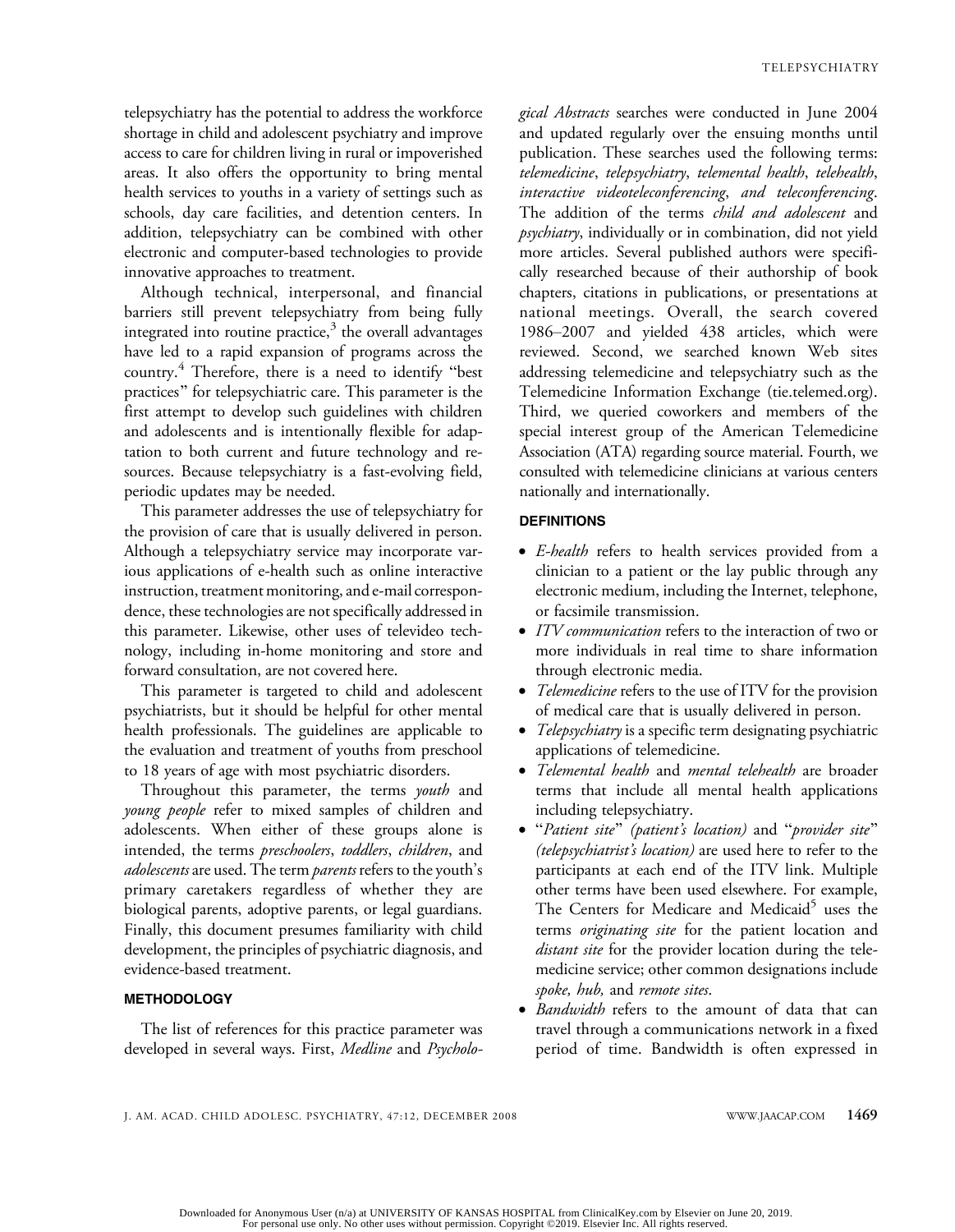telepsychiatry has the potential to address the workforce shortage in child and adolescent psychiatry and improve access to care for children living in rural or impoverished areas. It also offers the opportunity to bring mental health services to youths in a variety of settings such as schools, day care facilities, and detention centers. In addition, telepsychiatry can be combined with other electronic and computer-based technologies to provide innovative approaches to treatment.

Although technical, interpersonal, and financial barriers still prevent telepsychiatry from being fully integrated into routine practice,[3] the overall advantages have led to a rapid expansion of programs across the country.[4] Therefore, there is a need to identify "best practices" for telepsychiatric care. This parameter is the first attempt to develop such guidelines with children and adolescents and is intentionally flexible for adaptation to both current and future technology and resources. Because telepsychiatry is a fast-evolving field, periodic updates may be needed.

This parameter addresses the use of telepsychiatry for the provision of care that is usually delivered in person. Although a telepsychiatry service may incorporate various applications of e-health such as online interactive instruction, treatment monitoring, and e-mail correspondence, these technologies are not specifically addressed in this parameter. Likewise, other uses of televideo technology, including in-home monitoring and store and forward consultation, are not covered here.

This parameter is targeted to child and adolescent psychiatrists, but it should be helpful for other mental health professionals. The guidelines are applicable to the evaluation and treatment of youths from preschool to 18 years of age with most psychiatric disorders.

Throughout this parameter, the terms *youth* and *young people* refer to mixed samples of children and adolescents. When either of these groups alone is intended, the terms *preschoolers*, *toddlers*, *children*, and *adolescents* are used. The term *parents* refers to the youth's primary caretakers regardless of whether they are biological parents, adoptive parents, or legal guardians. Finally, this document presumes familiarity with child development, the principles of psychiatric diagnosis, and evidence-based treatment.

## METHODOLOGY

The list of references for this practice parameter was developed in several ways. First, *Medline* and *Psychological Abstracts* searches were conducted in June 2004 and updated regularly over the ensuing months until publication. These searches used the following terms: *telemedicine*, *telepsychiatry*, *telemental health*, *telehealth*, *interactive videoteleconferencing*, *and teleconferencing*. The addition of the terms *child and adolescent* and *psychiatry*, individually or in combination, did not yield more articles. Several published authors were specifically researched because of their authorship of book chapters, citations in publications, or presentations at national meetings. Overall, the search covered 1986–2007 and yielded 438 articles, which were reviewed. Second, we searched known Web sites addressing telemedicine and telepsychiatry such as the Telemedicine Information Exchange (tie.telemed.org). Third, we queried coworkers and members of the special interest group of the American Telemedicine Association (ATA) regarding source material. Fourth, we consulted with telemedicine clinicians at various centers nationally and internationally.

## DEFINITIONS

- *E-health* refers to health services provided from a clinician to a patient or the lay public through any electronic medium, including the Internet, telephone, or facsimile transmission.
- *ITV communication* refers to the interaction of two or more individuals in real time to share information through electronic media.
- *Telemedicine* refers to the use of ITV for the provision of medical care that is usually delivered in person.
- *Telepsychiatry* is a specific term designating psychiatric applications of telemedicine.
- *Telemental health* and *mental telehealth* are broader terms that include all mental health applications including telepsychiatry.
- "*Patient site*" *(patient's location)* and "*provider site*" *(telepsychiatrist's location)* are used here to refer to the participants at each end of the ITV link. Multiple other terms have been used elsewhere. For example, The Centers for Medicare and Medicaid[5] uses the terms *originating site* for the patient location and *distant site* for the provider location during the telemedicine service; other common designations include *spoke, hub,* and *remote sites*.
- *Bandwidth* refers to the amount of data that can travel through a communications network in a fixed period of time. Bandwidth is often expressed in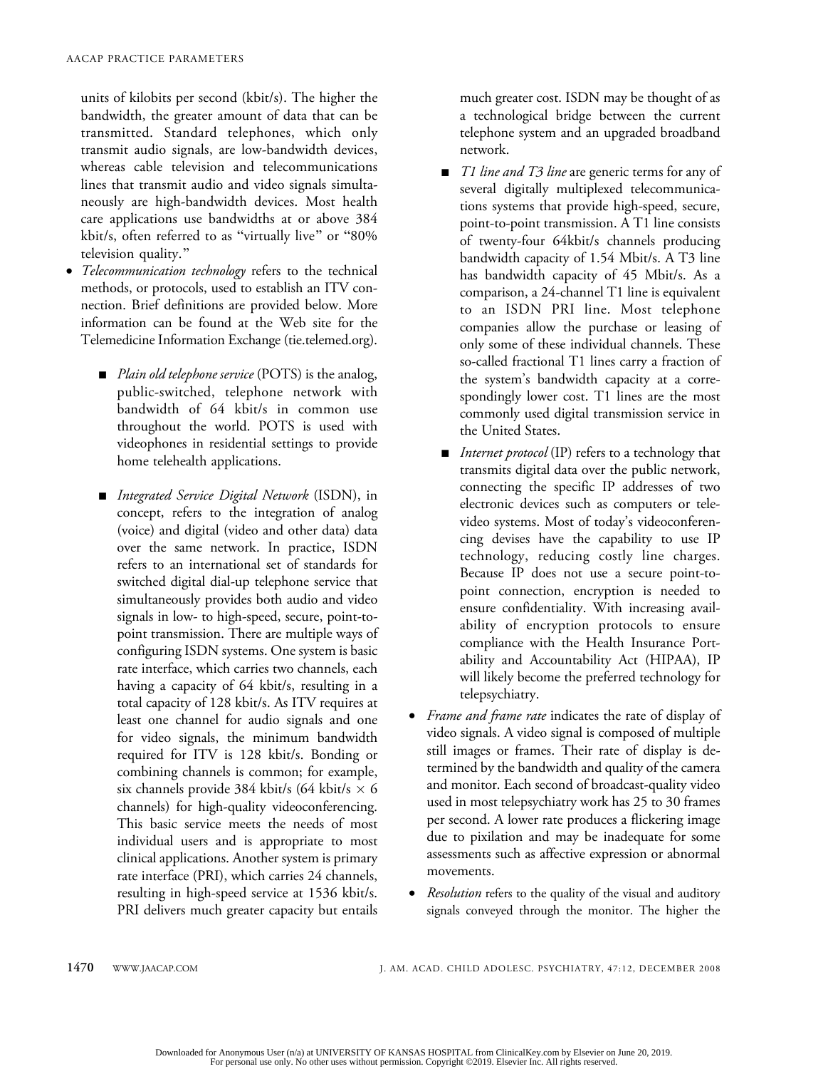units of kilobits per second (kbit/s). The higher the bandwidth, the greater amount of data that can be transmitted. Standard telephones, which only transmit audio signals, are low-bandwidth devices, whereas cable television and telecommunications lines that transmit audio and video signals simultaneously are high-bandwidth devices. Most health care applications use bandwidths at or above 384 kbit/s, often referred to as "virtually live" or "80% television quality."

- *Telecommunication technology* refers to the technical methods, or protocols, used to establish an ITV connection. Brief definitions are provided below. More information can be found at the Web site for the Telemedicine Information Exchange (tie.telemed.org).
  - *Plain old telephone service* (POTS) is the analog, public-switched, telephone network with bandwidth of 64 kbit/s in common use throughout the world. POTS is used with videophones in residential settings to provide home telehealth applications.
  - *Integrated Service Digital Network* (ISDN), in concept, refers to the integration of analog (voice) and digital (video and other data) data over the same network. In practice, ISDN refers to an international set of standards for switched digital dial-up telephone service that simultaneously provides both audio and video signals in low- to high-speed, secure, point-to-point transmission. There are multiple ways of configuring ISDN systems. One system is basic rate interface, which carries two channels, each having a capacity of 64 kbit/s, resulting in a total capacity of 128 kbit/s. As ITV requires at least one channel for audio signals and one for video signals, the minimum bandwidth required for ITV is 128 kbit/s. Bonding or combining channels is common; for example, six channels provide 384 kbit/s (64 kbit/s $\times$ 6 channels) for high-quality videoconferencing. This basic service meets the needs of most individual users and is appropriate to most clinical applications. Another system is primary rate interface (PRI), which carries 24 channels, resulting in high-speed service at 1536 kbit/s. PRI delivers much greater capacity but entails much greater cost. ISDN may be thought of as a technological bridge between the current telephone system and an upgraded broadband network.
  - *T1 line and T3 line* are generic terms for any of several digitally multiplexed telecommunications systems that provide high-speed, secure, point-to-point transmission. A T1 line consists of twenty-four 64kbit/s channels producing bandwidth capacity of 1.54 Mbit/s. A T3 line has bandwidth capacity of 45 Mbit/s. As a comparison, a 24-channel T1 line is equivalent to an ISDN PRI line. Most telephone companies allow the purchase or leasing of only some of these individual channels. These so-called fractional T1 lines carry a fraction of the system's bandwidth capacity at a correspondingly lower cost. T1 lines are the most commonly used digital transmission service in the United States.
  - *Internet protocol* (IP) refers to a technology that transmits digital data over the public network, connecting the specific IP addresses of two electronic devices such as computers or televideo systems. Most of today's videoconferencing devises have the capability to use IP technology, reducing costly line charges. Because IP does not use a secure point-to-point connection, encryption is needed to ensure confidentiality. With increasing availability of encryption protocols to ensure compliance with the Health Insurance Portability and Accountability Act (HIPAA), IP will likely become the preferred technology for telepsychiatry.
- *Frame and frame rate* indicates the rate of display of video signals. A video signal is composed of multiple still images or frames. Their rate of display is determined by the bandwidth and quality of the camera and monitor. Each second of broadcast-quality video used in most telepsychiatry work has 25 to 30 frames per second. A lower rate produces a flickering image due to pixilation and may be inadequate for some assessments such as affective expression or abnormal movements.
- *Resolution* refers to the quality of the visual and auditory signals conveyed through the monitor. The higher the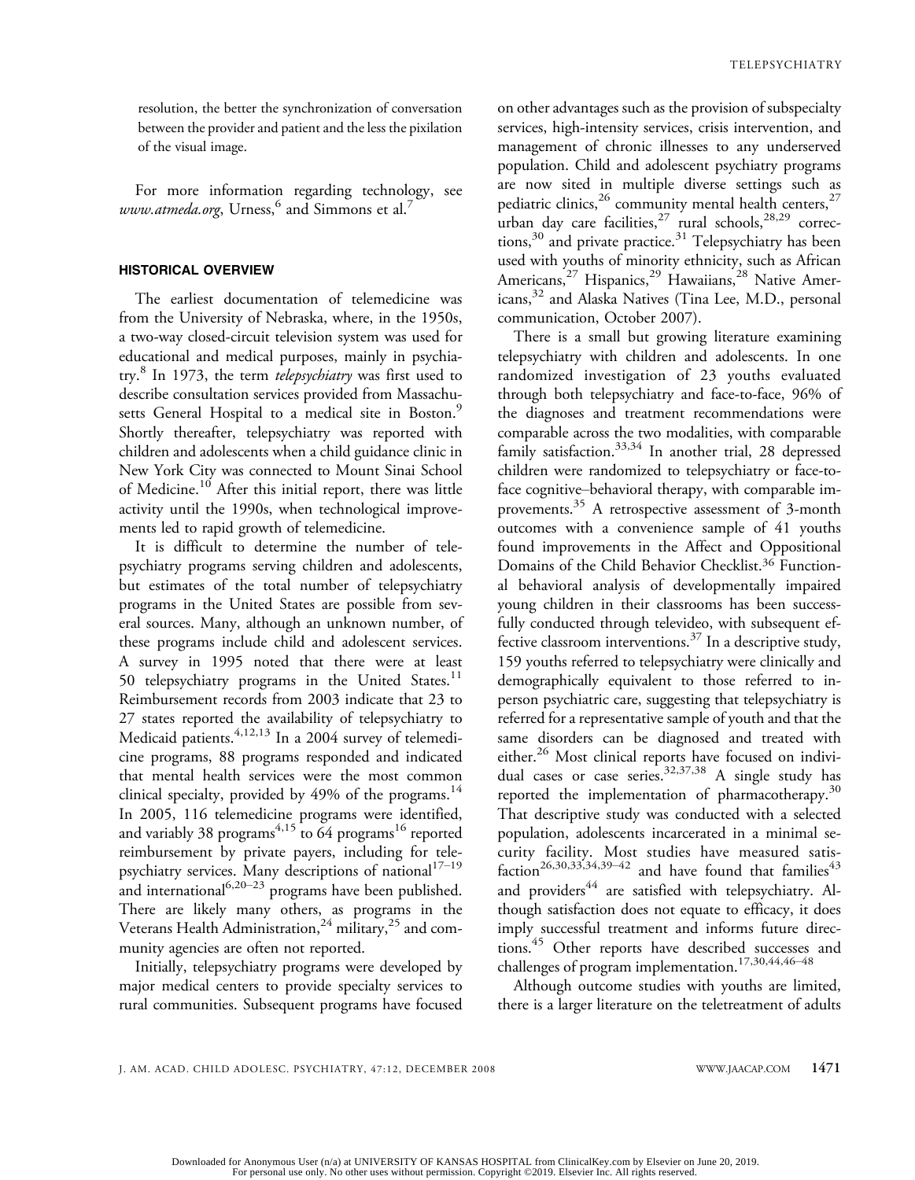resolution, the better the synchronization of conversation between the provider and patient and the less the pixilation of the visual image.

For more information regarding technology, see *www.atmeda.org*, Urness,[6] and Simmons et al.[7]

## HISTORICAL OVERVIEW

The earliest documentation of telemedicine was from the University of Nebraska, where, in the 1950s, a two-way closed-circuit television system was used for educational and medical purposes, mainly in psychiatry.[8] In 1973, the term *telepsychiatry* was first used to describe consultation services provided from Massachusetts General Hospital to a medical site in Boston.[9] Shortly thereafter, telepsychiatry was reported with children and adolescents when a child guidance clinic in New York City was connected to Mount Sinai School of Medicine.[10] After this initial report, there was little activity until the 1990s, when technological improvements led to rapid growth of telemedicine.

It is difficult to determine the number of telepsychiatry programs serving children and adolescents, but estimates of the total number of telepsychiatry programs in the United States are possible from several sources. Many, although an unknown number, of these programs include child and adolescent services. A survey in 1995 noted that there were at least 50 telepsychiatry programs in the United States.[11] Reimbursement records from 2003 indicate that 23 to 27 states reported the availability of telepsychiatry to Medicaid patients.[4,12,13] In a 2004 survey of telemedicine programs, 88 programs responded and indicated that mental health services were the most common clinical specialty, provided by 49% of the programs.[14] In 2005, 116 telemedicine programs were identified, and variably 38 programs[4,15] to 64 programs[16] reported reimbursement by private payers, including for telepsychiatry services. Many descriptions of national[17–19] and international[6,20–23] programs have been published. There are likely many others, as programs in the Veterans Health Administration,[24] military,[25] and community agencies are often not reported.

Initially, telepsychiatry programs were developed by major medical centers to provide specialty services to rural communities. Subsequent programs have focused on other advantages such as the provision of subspecialty services, high-intensity services, crisis intervention, and management of chronic illnesses to any underserved population. Child and adolescent psychiatry programs are now sited in multiple diverse settings such as pediatric clinics,[26] community mental health centers,[27] urban day care facilities,[27] rural schools,[28,29] corrections,[30] and private practice.[31] Telepsychiatry has been used with youths of minority ethnicity, such as African Americans,[27] Hispanics,[29] Hawaiians,[28] Native Americans,[32] and Alaska Natives (Tina Lee, M.D., personal communication, October 2007).

There is a small but growing literature examining telepsychiatry with children and adolescents. In one randomized investigation of 23 youths evaluated through both telepsychiatry and face-to-face, 96% of the diagnoses and treatment recommendations were comparable across the two modalities, with comparable family satisfaction.[33,34] In another trial, 28 depressed children were randomized to telepsychiatry or face-to-face cognitive–behavioral therapy, with comparable improvements.[35] A retrospective assessment of 3-month outcomes with a convenience sample of 41 youths found improvements in the Affect and Oppositional Domains of the Child Behavior Checklist.[36] Functional behavioral analysis of developmentally impaired young children in their classrooms has been successfully conducted through televideo, with subsequent effective classroom interventions.[37] In a descriptive study, 159 youths referred to telepsychiatry were clinically and demographically equivalent to those referred to in-person psychiatric care, suggesting that telepsychiatry is referred for a representative sample of youth and that the same disorders can be diagnosed and treated with either.[26] Most clinical reports have focused on individual cases or case series.[32,37,38] A single study has reported the implementation of pharmacotherapy.[30] That descriptive study was conducted with a selected population, adolescents incarcerated in a minimal security facility. Most studies have measured satisfaction[26,30,33,34,39–42] and have found that families[43] and providers[44] are satisfied with telepsychiatry. Although satisfaction does not equate to efficacy, it does imply successful treatment and informs future directions.[45] Other reports have described successes and challenges of program implementation.[17,30,44,46–48]

Although outcome studies with youths are limited, there is a larger literature on the teletreatment of adults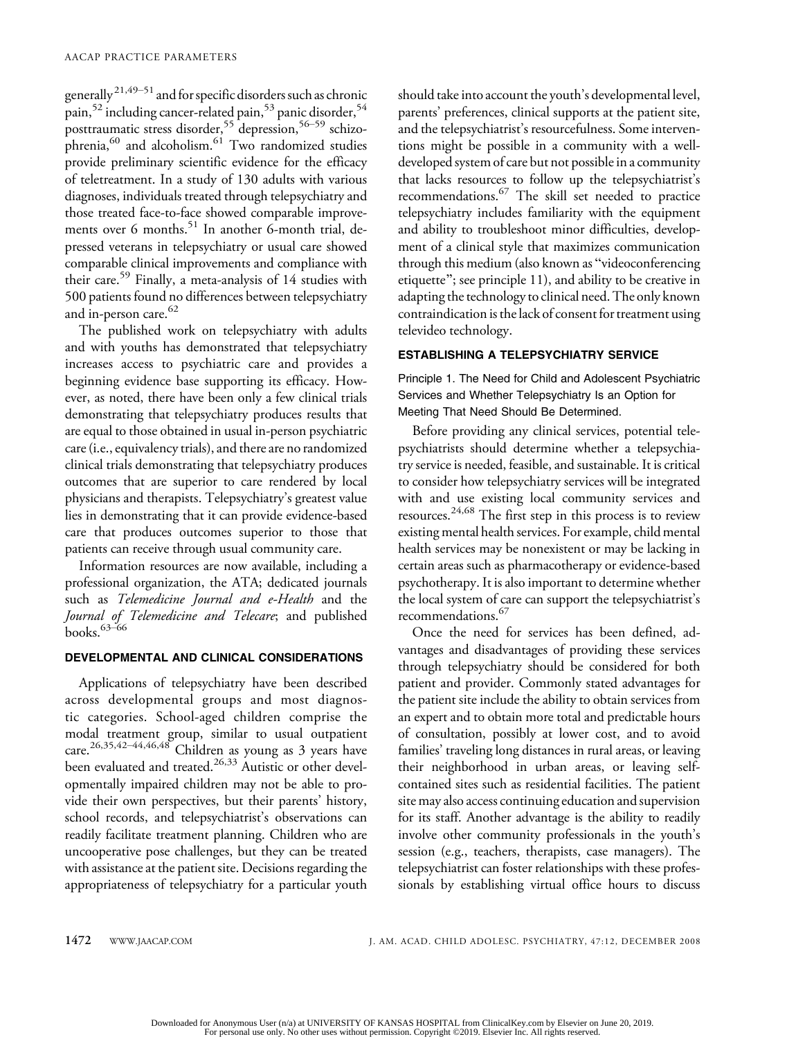generally[21,49–51] and for specific disorders such as chronic pain,[52] including cancer-related pain,[53] panic disorder,[54] posttraumatic stress disorder,[55] depression,[56–59] schizophrenia,[60] and alcoholism.[61] Two randomized studies provide preliminary scientific evidence for the efficacy of teletreatment. In a study of 130 adults with various diagnoses, individuals treated through telepsychiatry and those treated face-to-face showed comparable improvements over 6 months.[51] In another 6-month trial, depressed veterans in telepsychiatry or usual care showed comparable clinical improvements and compliance with their care.[59] Finally, a meta-analysis of 14 studies with 500 patients found no differences between telepsychiatry and in-person care.[62]

The published work on telepsychiatry with adults and with youths has demonstrated that telepsychiatry increases access to psychiatric care and provides a beginning evidence base supporting its efficacy. However, as noted, there have been only a few clinical trials demonstrating that telepsychiatry produces results that are equal to those obtained in usual in-person psychiatric care (i.e., equivalency trials), and there are no randomized clinical trials demonstrating that telepsychiatry produces outcomes that are superior to care rendered by local physicians and therapists. Telepsychiatry's greatest value lies in demonstrating that it can provide evidence-based care that produces outcomes superior to those that patients can receive through usual community care.

Information resources are now available, including a professional organization, the ATA; dedicated journals such as *Telemedicine Journal and e-Health* and the *Journal of Telemedicine and Telecare*; and published books.[63–66]

## DEVELOPMENTAL AND CLINICAL CONSIDERATIONS

Applications of telepsychiatry have been described across developmental groups and most diagnostic categories. School-aged children comprise the modal treatment group, similar to usual outpatient care.[26,35,42–44,46,48] Children as young as 3 years have been evaluated and treated.[26,33] Autistic or other developmentally impaired children may not be able to provide their own perspectives, but their parents' history, school records, and telepsychiatrist's observations can readily facilitate treatment planning. Children who are uncooperative pose challenges, but they can be treated with assistance at the patient site. Decisions regarding the appropriateness of telepsychiatry for a particular youth should take into account the youth's developmental level, parents' preferences, clinical supports at the patient site, and the telepsychiatrist's resourcefulness. Some interventions might be possible in a community with a well-developed system of care but not possible in a community that lacks resources to follow up the telepsychiatrist's recommendations.[67] The skill set needed to practice telepsychiatry includes familiarity with the equipment and ability to troubleshoot minor difficulties, development of a clinical style that maximizes communication through this medium (also known as "videoconferencing etiquette"; see principle 11), and ability to be creative in adapting the technology to clinical need. The only known contraindication is the lack of consent for treatment using televideo technology.

## ESTABLISHING A TELEPSYCHIATRY SERVICE

### Principle 1. The Need for Child and Adolescent Psychiatric Services and Whether Telepsychiatry Is an Option for Meeting That Need Should Be Determined.

Before providing any clinical services, potential telepsychiatrists should determine whether a telepsychiatry service is needed, feasible, and sustainable. It is critical to consider how telepsychiatry services will be integrated with and use existing local community services and resources.[24,68] The first step in this process is to review existing mental health services. For example, child mental health services may be nonexistent or may be lacking in certain areas such as pharmacotherapy or evidence-based psychotherapy. It is also important to determine whether the local system of care can support the telepsychiatrist's recommendations.[67]

Once the need for services has been defined, advantages and disadvantages of providing these services through telepsychiatry should be considered for both patient and provider. Commonly stated advantages for the patient site include the ability to obtain services from an expert and to obtain more total and predictable hours of consultation, possibly at lower cost, and to avoid families' traveling long distances in rural areas, or leaving their neighborhood in urban areas, or leaving self-contained sites such as residential facilities. The patient site may also access continuing education and supervision for its staff. Another advantage is the ability to readily involve other community professionals in the youth's session (e.g., teachers, therapists, case managers). The telepsychiatrist can foster relationships with these professionals by establishing virtual office hours to discuss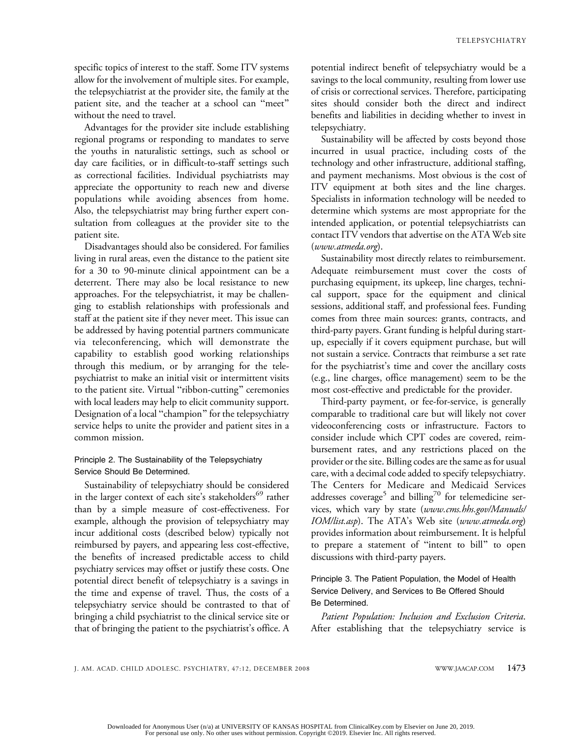specific topics of interest to the staff. Some ITV systems allow for the involvement of multiple sites. For example, the telepsychiatrist at the provider site, the family at the patient site, and the teacher at a school can "meet" without the need to travel.

Advantages for the provider site include establishing regional programs or responding to mandates to serve the youths in naturalistic settings, such as school or day care facilities, or in difficult-to-staff settings such as correctional facilities. Individual psychiatrists may appreciate the opportunity to reach new and diverse populations while avoiding absences from home. Also, the telepsychiatrist may bring further expert consultation from colleagues at the provider site to the patient site.

Disadvantages should also be considered. For families living in rural areas, even the distance to the patient site for a 30 to 90-minute clinical appointment can be a deterrent. There may also be local resistance to new approaches. For the telepsychiatrist, it may be challenging to establish relationships with professionals and staff at the patient site if they never meet. This issue can be addressed by having potential partners communicate via teleconferencing, which will demonstrate the capability to establish good working relationships through this medium, or by arranging for the telepsychiatrist to make an initial visit or intermittent visits to the patient site. Virtual "ribbon-cutting" ceremonies with local leaders may help to elicit community support. Designation of a local "champion" for the telepsychiatry service helps to unite the provider and patient sites in a common mission.

#### Principle 2. The Sustainability of the Telepsychiatry Service Should Be Determined.

Sustainability of telepsychiatry should be considered in the larger context of each site's stakeholders[69] rather than by a simple measure of cost-effectiveness. For example, although the provision of telepsychiatry may incur additional costs (described below) typically not reimbursed by payers, and appearing less cost-effective, the benefits of increased predictable access to child psychiatry services may offset or justify these costs. One potential direct benefit of telepsychiatry is a savings in the time and expense of travel. Thus, the costs of a telepsychiatry service should be contrasted to that of bringing a child psychiatrist to the clinical service site or that of bringing the patient to the psychiatrist's office. A potential indirect benefit of telepsychiatry would be a savings to the local community, resulting from lower use of crisis or correctional services. Therefore, participating sites should consider both the direct and indirect benefits and liabilities in deciding whether to invest in telepsychiatry.

Sustainability will be affected by costs beyond those incurred in usual practice, including costs of the technology and other infrastructure, additional staffing, and payment mechanisms. Most obvious is the cost of ITV equipment at both sites and the line charges. Specialists in information technology will be needed to determine which systems are most appropriate for the intended application, or potential telepsychiatrists can contact ITV vendors that advertise on the ATA Web site (*www.atmeda.org*).

Sustainability most directly relates to reimbursement. Adequate reimbursement must cover the costs of purchasing equipment, its upkeep, line charges, technical support, space for the equipment and clinical sessions, additional staff, and professional fees. Funding comes from three main sources: grants, contracts, and third-party payers. Grant funding is helpful during start-up, especially if it covers equipment purchase, but will not sustain a service. Contracts that reimburse a set rate for the psychiatrist's time and cover the ancillary costs (e.g., line charges, office management) seem to be the most cost-effective and predictable for the provider.

Third-party payment, or fee-for-service, is generally comparable to traditional care but will likely not cover videoconferencing costs or infrastructure. Factors to consider include which CPT codes are covered, reimbursement rates, and any restrictions placed on the provider or the site. Billing codes are the same as for usual care, with a decimal code added to specify telepsychiatry. The Centers for Medicare and Medicaid Services addresses coverage[5] and billing[70] for telemedicine services, which vary by state (*www.cms.hhs.gov/Manuals/IOM/list.asp*). The ATA's Web site (*www.atmeda.org*) provides information about reimbursement. It is helpful to prepare a statement of "intent to bill" to open discussions with third-party payers.

#### Principle 3. The Patient Population, the Model of Health Service Delivery, and Services to Be Offered Should Be Determined.

*Patient Population: Inclusion and Exclusion Criteria*. After establishing that the telepsychiatry service is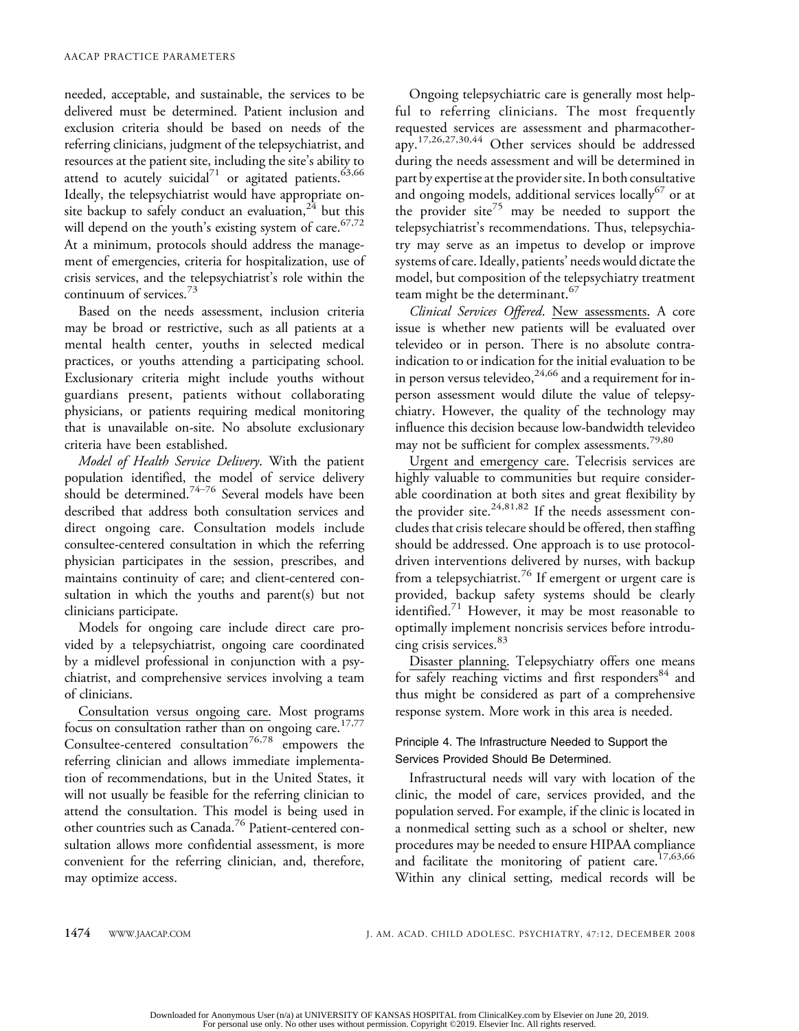needed, acceptable, and sustainable, the services to be delivered must be determined. Patient inclusion and exclusion criteria should be based on needs of the referring clinicians, judgment of the telepsychiatrist, and resources at the patient site, including the site's ability to attend to acutely suicidal[71] or agitated patients.[63,66] Ideally, the telepsychiatrist would have appropriate on-site backup to safely conduct an evaluation,[24] but this will depend on the youth's existing system of care.[67,72] At a minimum, protocols should address the management of emergencies, criteria for hospitalization, use of crisis services, and the telepsychiatrist's role within the continuum of services.[73]

Based on the needs assessment, inclusion criteria may be broad or restrictive, such as all patients at a mental health center, youths in selected medical practices, or youths attending a participating school. Exclusionary criteria might include youths without guardians present, patients without collaborating physicians, or patients requiring medical monitoring that is unavailable on-site. No absolute exclusionary criteria have been established.

*Model of Health Service Delivery*. With the patient population identified, the model of service delivery should be determined.[74–76] Several models have been described that address both consultation services and direct ongoing care. Consultation models include consultee-centered consultation in which the referring physician participates in the session, prescribes, and maintains continuity of care; and client-centered consultation in which the youths and parent(s) but not clinicians participate.

Models for ongoing care include direct care provided by a telepsychiatrist, ongoing care coordinated by a midlevel professional in conjunction with a psychiatrist, and comprehensive services involving a team of clinicians.

<u>Consultation versus ongoing care.</u> Most programs focus on consultation rather than on ongoing care.[17,77] Consultee-centered consultation[76,78] empowers the referring clinician and allows immediate implementation of recommendations, but in the United States, it will not usually be feasible for the referring clinician to attend the consultation. This model is being used in other countries such as Canada.[76] Patient-centered consultation allows more confidential assessment, is more convenient for the referring clinician, and, therefore, may optimize access.

Ongoing telepsychiatric care is generally most helpful to referring clinicians. The most frequently requested services are assessment and pharmacotherapy.[17,26,27,30,44] Other services should be addressed during the needs assessment and will be determined in part by expertise at the provider site. In both consultative and ongoing models, additional services locally[67] or at the provider site[75] may be needed to support the telepsychiatrist's recommendations. Thus, telepsychiatry may serve as an impetus to develop or improve systems of care. Ideally, patients' needs would dictate the model, but composition of the telepsychiatry treatment team might be the determinant.[67]

*Clinical Services Offered*. <u>New assessments.</u> A core issue is whether new patients will be evaluated over televideo or in person. There is no absolute contraindication to or indication for the initial evaluation to be in person versus televideo,[24,66] and a requirement for in-person assessment would dilute the value of telepsychiatry. However, the quality of the technology may influence this decision because low-bandwidth televideo may not be sufficient for complex assessments.[79,80]

<u>Urgent and emergency care.</u> Telecrisis services are highly valuable to communities but require considerable coordination at both sites and great flexibility by the provider site.[24,81,82] If the needs assessment concludes that crisis telecare should be offered, then staffing should be addressed. One approach is to use protocol-driven interventions delivered by nurses, with backup from a telepsychiatrist.[76] If emergent or urgent care is provided, backup safety systems should be clearly identified.[71] However, it may be most reasonable to optimally implement noncrisis services before introducing crisis services.[83]

<u>Disaster planning.</u> Telepsychiatry offers one means for safely reaching victims and first responders[84] and thus might be considered as part of a comprehensive response system. More work in this area is needed.

#### Principle 4. The Infrastructure Needed to Support the Services Provided Should Be Determined.

Infrastructural needs will vary with location of the clinic, the model of care, services provided, and the population served. For example, if the clinic is located in a nonmedical setting such as a school or shelter, new procedures may be needed to ensure HIPAA compliance and facilitate the monitoring of patient care.[17,63,66] Within any clinical setting, medical records will be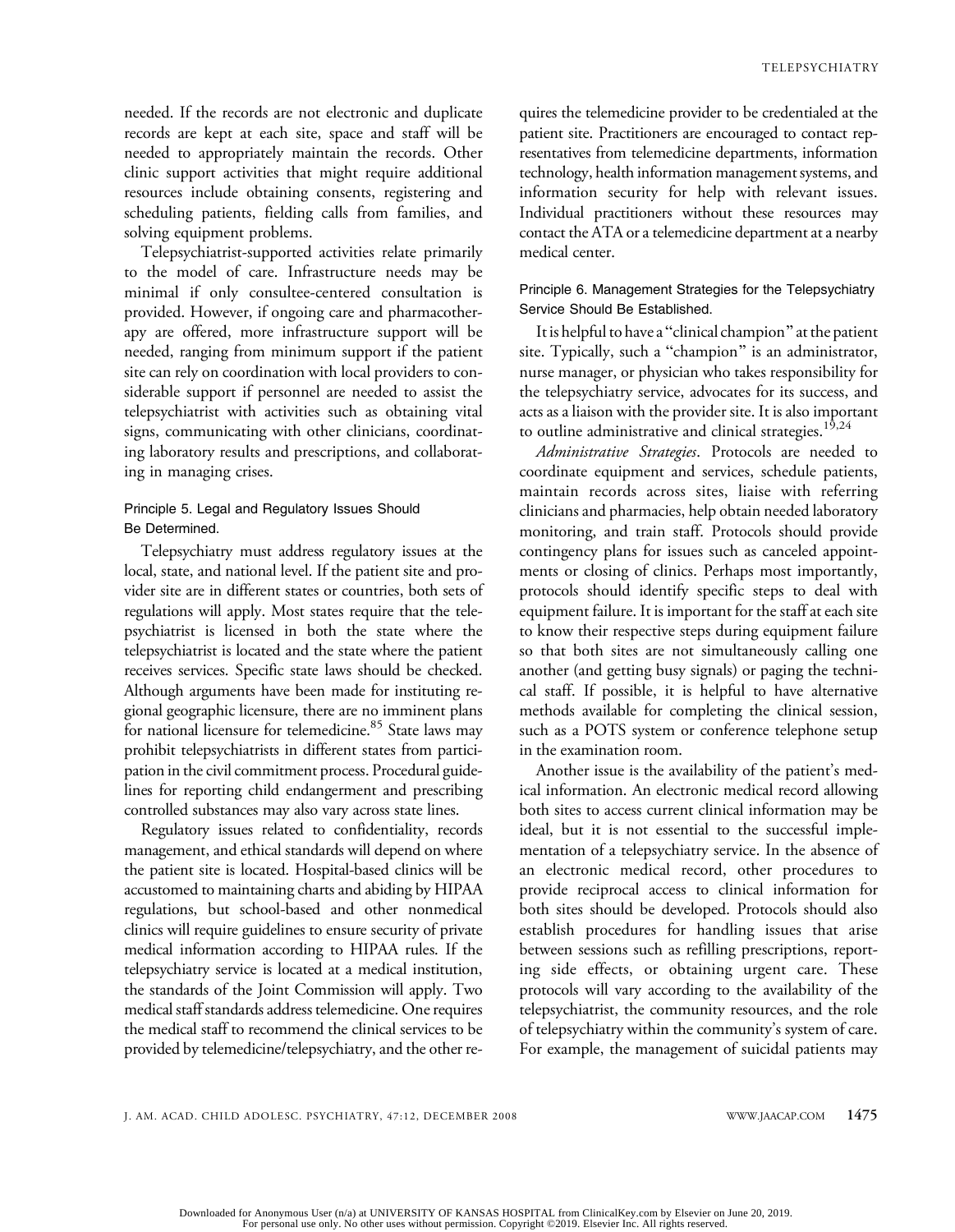needed. If the records are not electronic and duplicate records are kept at each site, space and staff will be needed to appropriately maintain the records. Other clinic support activities that might require additional resources include obtaining consents, registering and scheduling patients, fielding calls from families, and solving equipment problems.

Telepsychiatrist-supported activities relate primarily to the model of care. Infrastructure needs may be minimal if only consultee-centered consultation is provided. However, if ongoing care and pharmacotherapy are offered, more infrastructure support will be needed, ranging from minimum support if the patient site can rely on coordination with local providers to considerable support if personnel are needed to assist the telepsychiatrist with activities such as obtaining vital signs, communicating with other clinicians, coordinating laboratory results and prescriptions, and collaborating in managing crises.

#### Principle 5. Legal and Regulatory Issues Should Be Determined.

Telepsychiatry must address regulatory issues at the local, state, and national level. If the patient site and provider site are in different states or countries, both sets of regulations will apply. Most states require that the telepsychiatrist is licensed in both the state where the telepsychiatrist is located and the state where the patient receives services. Specific state laws should be checked. Although arguments have been made for instituting regional geographic licensure, there are no imminent plans for national licensure for telemedicine.[85] State laws may prohibit telepsychiatrists in different states from participation in the civil commitment process. Procedural guidelines for reporting child endangerment and prescribing controlled substances may also vary across state lines.

Regulatory issues related to confidentiality, records management, and ethical standards will depend on where the patient site is located. Hospital-based clinics will be accustomed to maintaining charts and abiding by HIPAA regulations, but school-based and other nonmedical clinics will require guidelines to ensure security of private medical information according to HIPAA rules. If the telepsychiatry service is located at a medical institution, the standards of the Joint Commission will apply. Two medical staff standards address telemedicine. One requires the medical staff to recommend the clinical services to be provided by telemedicine/telepsychiatry, and the other requires the telemedicine provider to be credentialed at the patient site. Practitioners are encouraged to contact representatives from telemedicine departments, information technology, health information management systems, and information security for help with relevant issues. Individual practitioners without these resources may contact the ATA or a telemedicine department at a nearby medical center.

#### Principle 6. Management Strategies for the Telepsychiatry Service Should Be Established.

It is helpful to have a "clinical champion" at the patient site. Typically, such a "champion" is an administrator, nurse manager, or physician who takes responsibility for the telepsychiatry service, advocates for its success, and acts as a liaison with the provider site. It is also important to outline administrative and clinical strategies.[19,24]

*Administrative Strategies*. Protocols are needed to coordinate equipment and services, schedule patients, maintain records across sites, liaise with referring clinicians and pharmacies, help obtain needed laboratory monitoring, and train staff. Protocols should provide contingency plans for issues such as canceled appointments or closing of clinics. Perhaps most importantly, protocols should identify specific steps to deal with equipment failure. It is important for the staff at each site to know their respective steps during equipment failure so that both sites are not simultaneously calling one another (and getting busy signals) or paging the technical staff. If possible, it is helpful to have alternative methods available for completing the clinical session, such as a POTS system or conference telephone setup in the examination room.

Another issue is the availability of the patient's medical information. An electronic medical record allowing both sites to access current clinical information may be ideal, but it is not essential to the successful implementation of a telepsychiatry service. In the absence of an electronic medical record, other procedures to provide reciprocal access to clinical information for both sites should be developed. Protocols should also establish procedures for handling issues that arise between sessions such as refilling prescriptions, reporting side effects, or obtaining urgent care. These protocols will vary according to the availability of the telepsychiatrist, the community resources, and the role of telepsychiatry within the community's system of care. For example, the management of suicidal patients may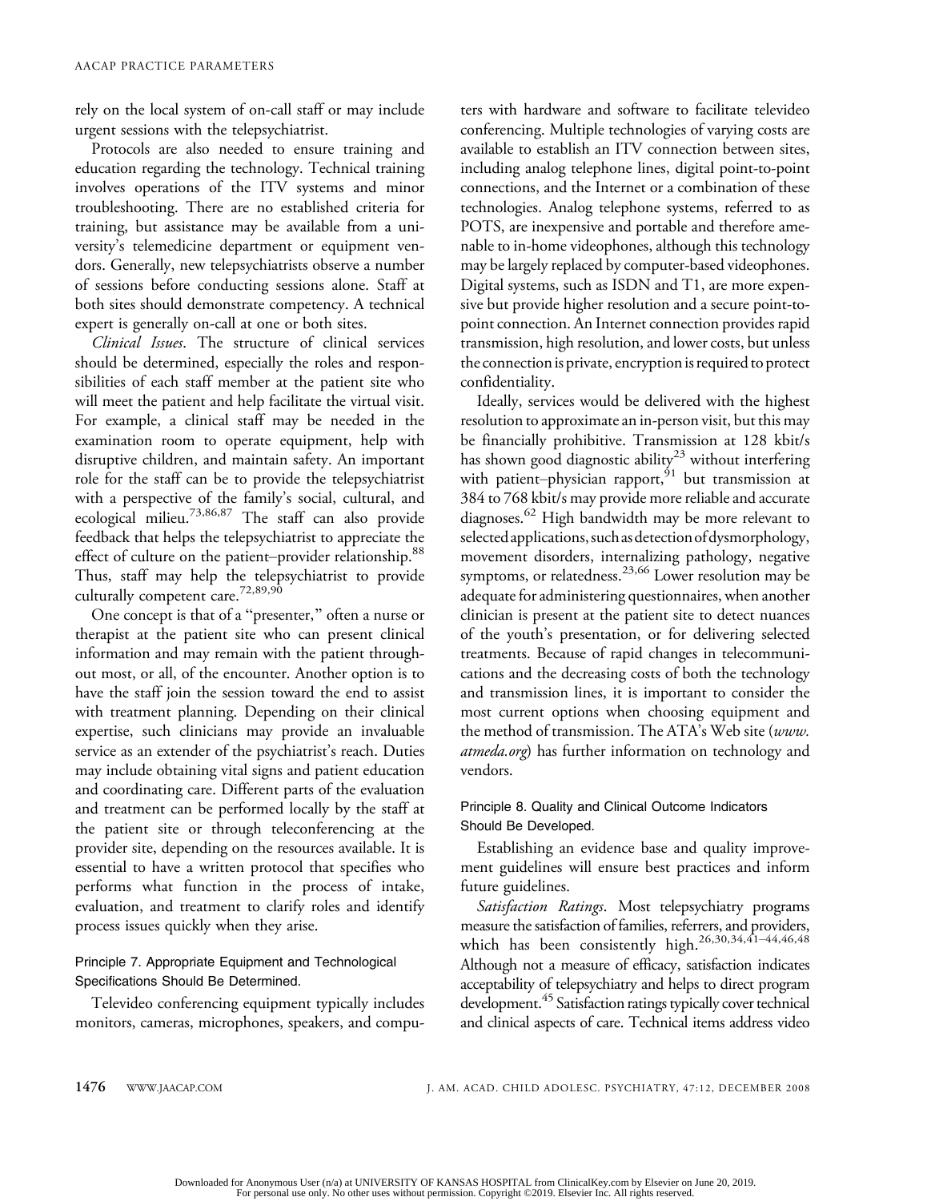rely on the local system of on-call staff or may include urgent sessions with the telepsychiatrist.

Protocols are also needed to ensure training and education regarding the technology. Technical training involves operations of the ITV systems and minor troubleshooting. There are no established criteria for training, but assistance may be available from a university's telemedicine department or equipment vendors. Generally, new telepsychiatrists observe a number of sessions before conducting sessions alone. Staff at both sites should demonstrate competency. A technical expert is generally on-call at one or both sites.

*Clinical Issues*. The structure of clinical services should be determined, especially the roles and responsibilities of each staff member at the patient site who will meet the patient and help facilitate the virtual visit. For example, a clinical staff may be needed in the examination room to operate equipment, help with disruptive children, and maintain safety. An important role for the staff can be to provide the telepsychiatrist with a perspective of the family's social, cultural, and ecological milieu.[73,86,87] The staff can also provide feedback that helps the telepsychiatrist to appreciate the effect of culture on the patient–provider relationship.[88] Thus, staff may help the telepsychiatrist to provide culturally competent care.[72,89,90]

One concept is that of a "presenter," often a nurse or therapist at the patient site who can present clinical information and may remain with the patient throughout most, or all, of the encounter. Another option is to have the staff join the session toward the end to assist with treatment planning. Depending on their clinical expertise, such clinicians may provide an invaluable service as an extender of the psychiatrist's reach. Duties may include obtaining vital signs and patient education and coordinating care. Different parts of the evaluation and treatment can be performed locally by the staff at the patient site or through teleconferencing at the provider site, depending on the resources available. It is essential to have a written protocol that specifies who performs what function in the process of intake, evaluation, and treatment to clarify roles and identify process issues quickly when they arise.

### Principle 7. Appropriate Equipment and Technological Specifications Should Be Determined.

Televideo conferencing equipment typically includes monitors, cameras, microphones, speakers, and computers with hardware and software to facilitate televideo conferencing. Multiple technologies of varying costs are available to establish an ITV connection between sites, including analog telephone lines, digital point-to-point connections, and the Internet or a combination of these technologies. Analog telephone systems, referred to as POTS, are inexpensive and portable and therefore amenable to in-home videophones, although this technology may be largely replaced by computer-based videophones. Digital systems, such as ISDN and T1, are more expensive but provide higher resolution and a secure point-to-point connection. An Internet connection provides rapid transmission, high resolution, and lower costs, but unless the connection is private, encryption is required to protect confidentiality.

Ideally, services would be delivered with the highest resolution to approximate an in-person visit, but this may be financially prohibitive. Transmission at 128 kbit/s has shown good diagnostic ability[23] without interfering with patient–physician rapport,[91] but transmission at 384 to 768 kbit/s may provide more reliable and accurate diagnoses.[62] High bandwidth may be more relevant to selected applications, such as detection of dysmorphology, movement disorders, internalizing pathology, negative symptoms, or relatedness.[23,66] Lower resolution may be adequate for administering questionnaires, when another clinician is present at the patient site to detect nuances of the youth's presentation, or for delivering selected treatments. Because of rapid changes in telecommunications and the decreasing costs of both the technology and transmission lines, it is important to consider the most current options when choosing equipment and the method of transmission. The ATA's Web site (*www.atmeda.org*) has further information on technology and vendors.

### Principle 8. Quality and Clinical Outcome Indicators Should Be Developed.

Establishing an evidence base and quality improvement guidelines will ensure best practices and inform future guidelines.

*Satisfaction Ratings*. Most telepsychiatry programs measure the satisfaction of families, referrers, and providers, which has been consistently high.[26,30,34,41–44,46,48] Although not a measure of efficacy, satisfaction indicates acceptability of telepsychiatry and helps to direct program development.[45] Satisfaction ratings typically cover technical and clinical aspects of care. Technical items address video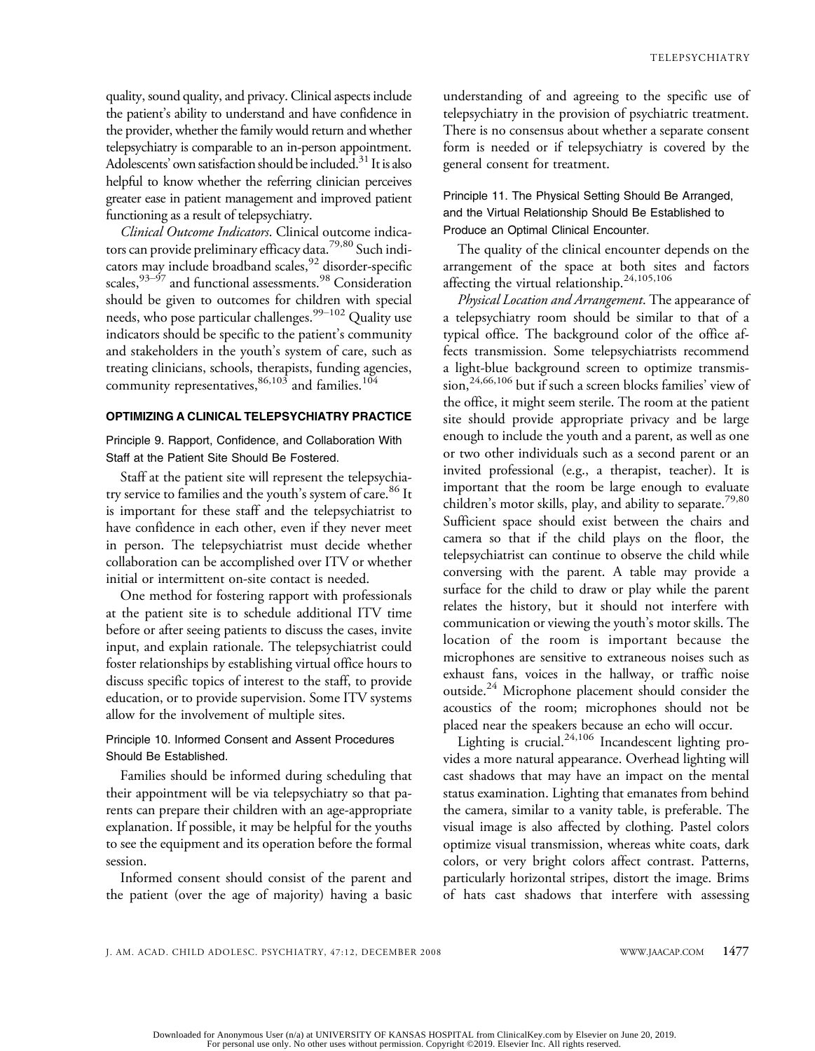quality, sound quality, and privacy. Clinical aspects include the patient's ability to understand and have confidence in the provider, whether the family would return and whether telepsychiatry is comparable to an in-person appointment. Adolescents' own satisfaction should be included.[31] It is also helpful to know whether the referring clinician perceives greater ease in patient management and improved patient functioning as a result of telepsychiatry.

*Clinical Outcome Indicators*. Clinical outcome indicators can provide preliminary efficacy data.[79,80] Such indicators may include broadband scales,[92] disorder-specific scales,[93–97] and functional assessments.[98] Consideration should be given to outcomes for children with special needs, who pose particular challenges.[99–102] Quality use indicators should be specific to the patient's community and stakeholders in the youth's system of care, such as treating clinicians, schools, therapists, funding agencies, community representatives,[86,103] and families.[104]

## OPTIMIZING A CLINICAL TELEPSYCHIATRY PRACTICE

### Principle 9. Rapport, Confidence, and Collaboration With Staff at the Patient Site Should Be Fostered.

Staff at the patient site will represent the telepsychiatry service to families and the youth's system of care.[86] It is important for these staff and the telepsychiatrist to have confidence in each other, even if they never meet in person. The telepsychiatrist must decide whether collaboration can be accomplished over ITV or whether initial or intermittent on-site contact is needed.

One method for fostering rapport with professionals at the patient site is to schedule additional ITV time before or after seeing patients to discuss the cases, invite input, and explain rationale. The telepsychiatrist could foster relationships by establishing virtual office hours to discuss specific topics of interest to the staff, to provide education, or to provide supervision. Some ITV systems allow for the involvement of multiple sites.

### Principle 10. Informed Consent and Assent Procedures Should Be Established.

Families should be informed during scheduling that their appointment will be via telepsychiatry so that parents can prepare their children with an age-appropriate explanation. If possible, it may be helpful for the youths to see the equipment and its operation before the formal session.

Informed consent should consist of the parent and the patient (over the age of majority) having a basic understanding of and agreeing to the specific use of telepsychiatry in the provision of psychiatric treatment. There is no consensus about whether a separate consent form is needed or if telepsychiatry is covered by the general consent for treatment.

### Principle 11. The Physical Setting Should Be Arranged, and the Virtual Relationship Should Be Established to Produce an Optimal Clinical Encounter.

The quality of the clinical encounter depends on the arrangement of the space at both sites and factors affecting the virtual relationship.[24,105,106]

*Physical Location and Arrangement*. The appearance of a telepsychiatry room should be similar to that of a typical office. The background color of the office affects transmission. Some telepsychiatrists recommend a light-blue background screen to optimize transmission,[24,66,106] but if such a screen blocks families' view of the office, it might seem sterile. The room at the patient site should provide appropriate privacy and be large enough to include the youth and a parent, as well as one or two other individuals such as a second parent or an invited professional (e.g., a therapist, teacher). It is important that the room be large enough to evaluate children's motor skills, play, and ability to separate.[79,80] Sufficient space should exist between the chairs and camera so that if the child plays on the floor, the telepsychiatrist can continue to observe the child while conversing with the parent. A table may provide a surface for the child to draw or play while the parent relates the history, but it should not interfere with communication or viewing the youth's motor skills. The location of the room is important because the microphones are sensitive to extraneous noises such as exhaust fans, voices in the hallway, or traffic noise outside.[24] Microphone placement should consider the acoustics of the room; microphones should not be placed near the speakers because an echo will occur.

Lighting is crucial.[24,106] Incandescent lighting provides a more natural appearance. Overhead lighting will cast shadows that may have an impact on the mental status examination. Lighting that emanates from behind the camera, similar to a vanity table, is preferable. The visual image is also affected by clothing. Pastel colors optimize visual transmission, whereas white coats, dark colors, or very bright colors affect contrast. Patterns, particularly horizontal stripes, distort the image. Brims of hats cast shadows that interfere with assessing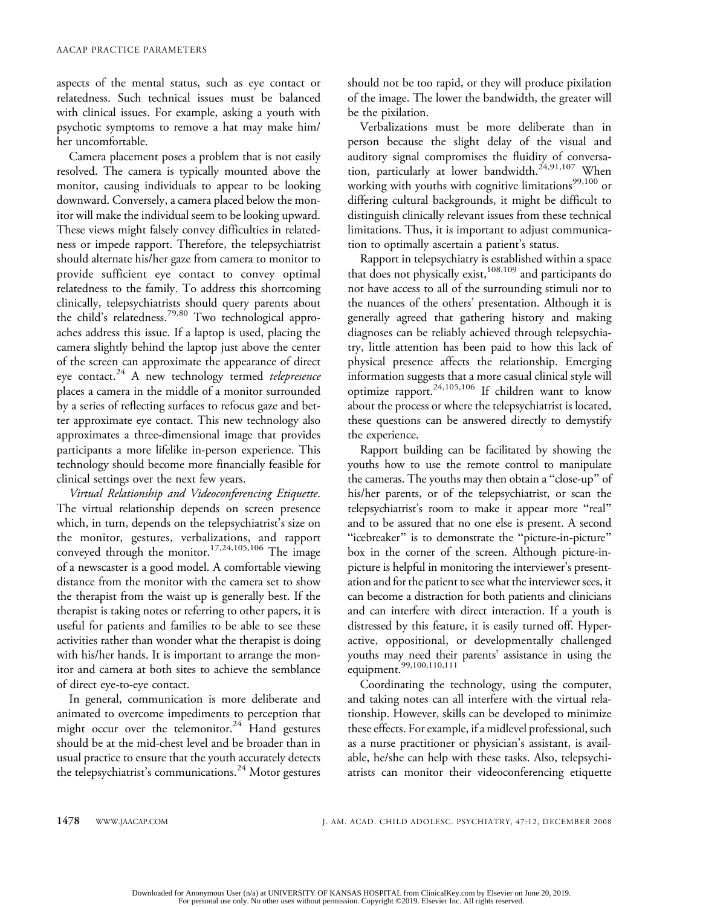aspects of the mental status, such as eye contact or relatedness. Such technical issues must be balanced with clinical issues. For example, asking a youth with psychotic symptoms to remove a hat may make him/her uncomfortable.

Camera placement poses a problem that is not easily resolved. The camera is typically mounted above the monitor, causing individuals to appear to be looking downward. Conversely, a camera placed below the monitor will make the individual seem to be looking upward. These views might falsely convey difficulties in relatedness or impede rapport. Therefore, the telepsychiatrist should alternate his/her gaze from camera to monitor to provide sufficient eye contact to convey optimal relatedness to the family. To address this shortcoming clinically, telepsychiatrists should query parents about the child's relatedness.[79,80] Two technological approaches address this issue. If a laptop is used, placing the camera slightly behind the laptop just above the center of the screen can approximate the appearance of direct eye contact.[24] A new technology termed *telepresence* places a camera in the middle of a monitor surrounded by a series of reflecting surfaces to refocus gaze and better approximate eye contact. This new technology also approximates a three-dimensional image that provides participants a more lifelike in-person experience. This technology should become more financially feasible for clinical settings over the next few years.

*Virtual Relationship and Videoconferencing Etiquette.* The virtual relationship depends on screen presence which, in turn, depends on the telepsychiatrist's size on the monitor, gestures, verbalizations, and rapport conveyed through the monitor.[17,24,105,106] The image of a newscaster is a good model. A comfortable viewing distance from the monitor with the camera set to show the therapist from the waist up is generally best. If the therapist is taking notes or referring to other papers, it is useful for patients and families to be able to see these activities rather than wonder what the therapist is doing with his/her hands. It is important to arrange the monitor and camera at both sites to achieve the semblance of direct eye-to-eye contact.

In general, communication is more deliberate and animated to overcome impediments to perception that might occur over the telemonitor.[24] Hand gestures should be at the mid-chest level and be broader than in usual practice to ensure that the youth accurately detects the telepsychiatrist's communications.[24] Motor gestures should not be too rapid, or they will produce pixilation of the image. The lower the bandwidth, the greater will be the pixilation.

Verbalizations must be more deliberate than in person because the slight delay of the visual and auditory signal compromises the fluidity of conversation, particularly at lower bandwidth.[24,91,107] When working with youths with cognitive limitations[99,100] or differing cultural backgrounds, it might be difficult to distinguish clinically relevant issues from these technical limitations. Thus, it is important to adjust communication to optimally ascertain a patient's status.

Rapport in telepsychiatry is established within a space that does not physically exist,[108,109] and participants do not have access to all of the surrounding stimuli nor to the nuances of the others' presentation. Although it is generally agreed that gathering history and making diagnoses can be reliably achieved through telepsychiatry, little attention has been paid to how this lack of physical presence affects the relationship. Emerging information suggests that a more casual clinical style will optimize rapport.[24,105,106] If children want to know about the process or where the telepsychiatrist is located, these questions can be answered directly to demystify the experience.

Rapport building can be facilitated by showing the youths how to use the remote control to manipulate the cameras. The youths may then obtain a "close-up" of his/her parents, or of the telepsychiatrist, or scan the telepsychiatrist's room to make it appear more "real" and to be assured that no one else is present. A second "icebreaker" is to demonstrate the "picture-in-picture" box in the corner of the screen. Although picture-in-picture is helpful in monitoring the interviewer's presentation and for the patient to see what the interviewer sees, it can become a distraction for both patients and clinicians and can interfere with direct interaction. If a youth is distressed by this feature, it is easily turned off. Hyperactive, oppositional, or developmentally challenged youths may need their parents' assistance in using the equipment.[99,100,110,111]

Coordinating the technology, using the computer, and taking notes can all interfere with the virtual relationship. However, skills can be developed to minimize these effects. For example, if a midlevel professional, such as a nurse practitioner or physician's assistant, is available, he/she can help with these tasks. Also, telepsychiatrists can monitor their videoconferencing etiquette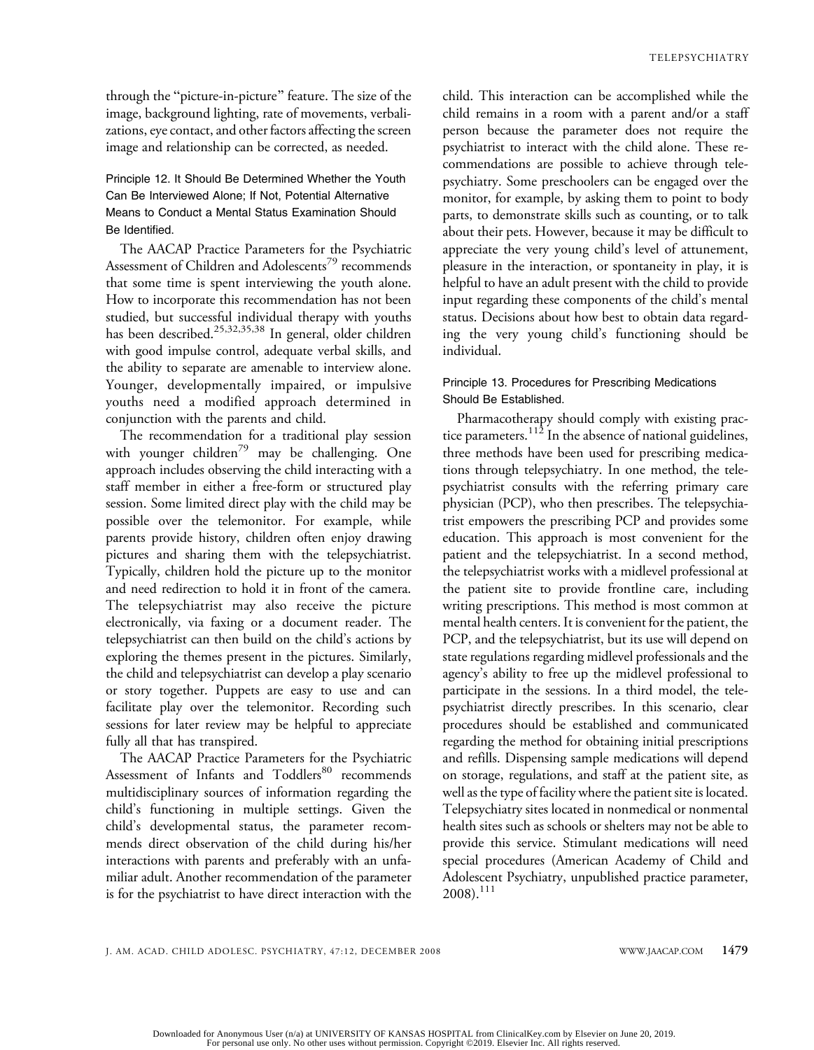through the "picture-in-picture" feature. The size of the image, background lighting, rate of movements, verbalizations, eye contact, and other factors affecting the screen image and relationship can be corrected, as needed.

### Principle 12. It Should Be Determined Whether the Youth Can Be Interviewed Alone; If Not, Potential Alternative Means to Conduct a Mental Status Examination Should Be Identified.

The AACAP Practice Parameters for the Psychiatric Assessment of Children and Adolescents[79] recommends that some time is spent interviewing the youth alone. How to incorporate this recommendation has not been studied, but successful individual therapy with youths has been described.[25,32,35,38] In general, older children with good impulse control, adequate verbal skills, and the ability to separate are amenable to interview alone. Younger, developmentally impaired, or impulsive youths need a modified approach determined in conjunction with the parents and child.

The recommendation for a traditional play session with younger children[79] may be challenging. One approach includes observing the child interacting with a staff member in either a free-form or structured play session. Some limited direct play with the child may be possible over the telemonitor. For example, while parents provide history, children often enjoy drawing pictures and sharing them with the telepsychiatrist. Typically, children hold the picture up to the monitor and need redirection to hold it in front of the camera. The telepsychiatrist may also receive the picture electronically, via faxing or a document reader. The telepsychiatrist can then build on the child's actions by exploring the themes present in the pictures. Similarly, the child and telepsychiatrist can develop a play scenario or story together. Puppets are easy to use and can facilitate play over the telemonitor. Recording such sessions for later review may be helpful to appreciate fully all that has transpired.

The AACAP Practice Parameters for the Psychiatric Assessment of Infants and Toddlers[80] recommends multidisciplinary sources of information regarding the child's functioning in multiple settings. Given the child's developmental status, the parameter recommends direct observation of the child during his/her interactions with parents and preferably with an unfamiliar adult. Another recommendation of the parameter is for the psychiatrist to have direct interaction with the child. This interaction can be accomplished while the child remains in a room with a parent and/or a staff person because the parameter does not require the psychiatrist to interact with the child alone. These recommendations are possible to achieve through telepsychiatry. Some preschoolers can be engaged over the monitor, for example, by asking them to point to body parts, to demonstrate skills such as counting, or to talk about their pets. However, because it may be difficult to appreciate the very young child's level of attunement, pleasure in the interaction, or spontaneity in play, it is helpful to have an adult present with the child to provide input regarding these components of the child's mental status. Decisions about how best to obtain data regarding the very young child's functioning should be individual.

### Principle 13. Procedures for Prescribing Medications Should Be Established.

Pharmacotherapy should comply with existing practice parameters.[112] In the absence of national guidelines, three methods have been used for prescribing medications through telepsychiatry. In one method, the telepsychiatrist consults with the referring primary care physician (PCP), who then prescribes. The telepsychiatrist empowers the prescribing PCP and provides some education. This approach is most convenient for the patient and the telepsychiatrist. In a second method, the telepsychiatrist works with a midlevel professional at the patient site to provide frontline care, including writing prescriptions. This method is most common at mental health centers. It is convenient for the patient, the PCP, and the telepsychiatrist, but its use will depend on state regulations regarding midlevel professionals and the agency's ability to free up the midlevel professional to participate in the sessions. In a third model, the telepsychiatrist directly prescribes. In this scenario, clear procedures should be established and communicated regarding the method for obtaining initial prescriptions and refills. Dispensing sample medications will depend on storage, regulations, and staff at the patient site, as well as the type of facility where the patient site is located. Telepsychiatry sites located in nonmedical or nonmental health sites such as schools or shelters may not be able to provide this service. Stimulant medications will need special procedures (American Academy of Child and Adolescent Psychiatry, unpublished practice parameter, 2008).[111]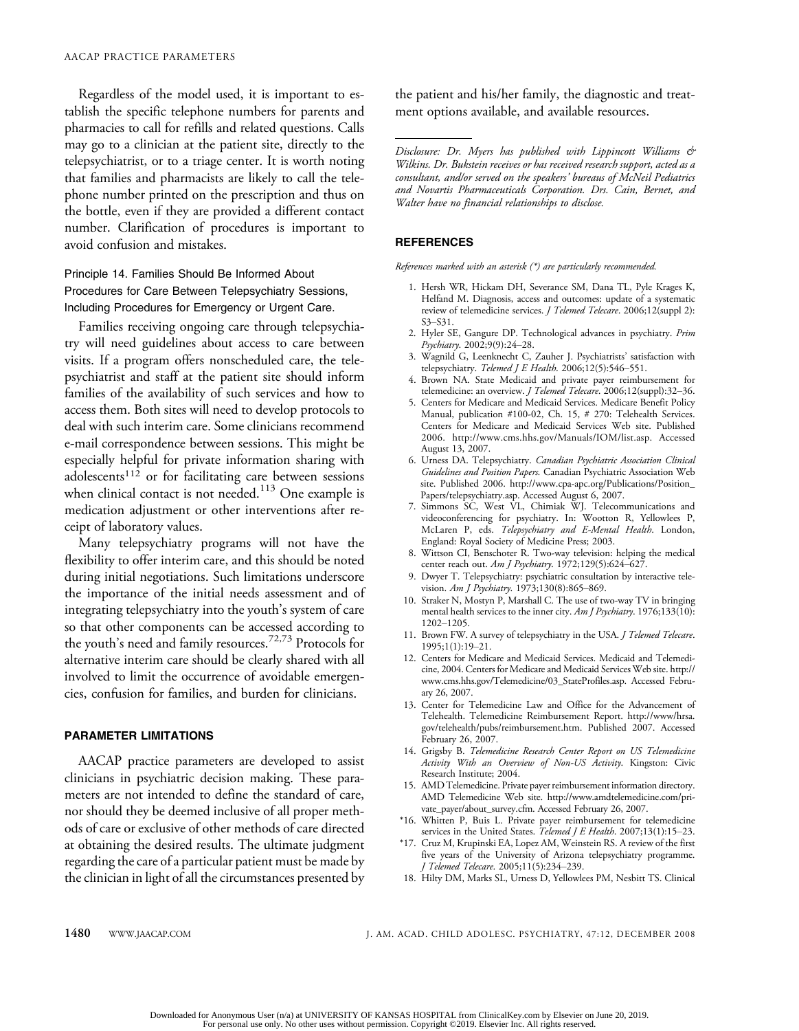Regardless of the model used, it is important to establish the specific telephone numbers for parents and pharmacies to call for refills and related questions. Calls may go to a clinician at the patient site, directly to the telepsychiatrist, or to a triage center. It is worth noting that families and pharmacists are likely to call the telephone number printed on the prescription and thus on the bottle, even if they are provided a different contact number. Clarification of procedures is important to avoid confusion and mistakes.

### Principle 14. Families Should Be Informed About Procedures for Care Between Telepsychiatry Sessions, Including Procedures for Emergency or Urgent Care.

Families receiving ongoing care through telepsychiatry will need guidelines about access to care between visits. If a program offers nonscheduled care, the telepsychiatrist and staff at the patient site should inform families of the availability of such services and how to access them. Both sites will need to develop protocols to deal with such interim care. Some clinicians recommend e-mail correspondence between sessions. This might be especially helpful for private information sharing with adolescents[112] or for facilitating care between sessions when clinical contact is not needed.[113] One example is medication adjustment or other interventions after receipt of laboratory values.

Many telepsychiatry programs will not have the flexibility to offer interim care, and this should be noted during initial negotiations. Such limitations underscore the importance of the initial needs assessment and of integrating telepsychiatry into the youth's system of care so that other components can be accessed according to the youth's need and family resources.[72,73] Protocols for alternative interim care should be clearly shared with all involved to limit the occurrence of avoidable emergencies, confusion for families, and burden for clinicians.

## PARAMETER LIMITATIONS

AACAP practice parameters are developed to assist clinicians in psychiatric decision making. These parameters are not intended to define the standard of care, nor should they be deemed inclusive of all proper methods of care or exclusive of other methods of care directed at obtaining the desired results. The ultimate judgment regarding the care of a particular patient must be made by the clinician in light of all the circumstances presented by the patient and his/her family, the diagnostic and treatment options available, and available resources.

*Disclosure: Dr. Myers has published with Lippincott Williams & Wilkins. Dr. Bukstein receives or has received research support, acted as a consultant, and/or served on the speakers' bureaus of McNeil Pediatrics and Novartis Pharmaceuticals Corporation. Drs. Cain, Bernet, and Walter have no financial relationships to disclose.*

## REFERENCES

*References marked with an asterisk (*) are particularly recommended.*

1. Hersh WR, Hickam DH, Severance SM, Dana TL, Pyle Krages K, Helfand M. Diagnosis, access and outcomes: update of a systematic review of telemedicine services. *J Telemed Telecare*. 2006;12(suppl 2): S3–S31.
2. Hyler SE, Gangure DP. Technological advances in psychiatry. *Prim Psychiatry*. 2002;9(9):24–28.
3. Wagnild G, Leenknecht C, Zauher J. Psychiatrists' satisfaction with telepsychiatry. *Telemed J E Health*. 2006;12(5):546–551.
4. Brown NA. State Medicaid and private payer reimbursement for telemedicine: an overview. *J Telemed Telecare*. 2006;12(suppl):32–36.
5. Centers for Medicare and Medicaid Services. Medicare Benefit Policy Manual, publication #100-02, Ch. 15, # 270: Telehealth Services. Centers for Medicare and Medicaid Services Web site. Published 2006. http://www.cms.hhs.gov/Manuals/IOM/list.asp. Accessed August 13, 2007.
6. Urness DA. Telepsychiatry. *Canadian Psychiatric Association Clinical Guidelines and Position Papers*. Canadian Psychiatric Association Web site. Published 2006. http://www.cpa-apc.org/Publications/Position_Papers/telepsychiatry.asp. Accessed August 6, 2007.
7. Simmons SC, West VL, Chimiak WJ. Telecommunications and videoconferencing for psychiatry. In: Wootton R, Yellowlees P, McLaren P, eds. *Telepsychiatry and E-Mental Health*. London, England: Royal Society of Medicine Press; 2003.
8. Wittson CI, Benschoter R. Two-way television: helping the medical center reach out. *Am J Psychiatry*. 1972;129(5):624–627.
9. Dwyer T. Telepsychiatry: psychiatric consultation by interactive television. *Am J Psychiatry*. 1973;130(8):865–869.
10. Straker N, Mostyn P, Marshall C. The use of two-way TV in bringing mental health services to the inner city. *Am J Psychiatry*. 1976;133(10): 1202–1205.
11. Brown FW. A survey of telepsychiatry in the USA. *J Telemed Telecare*. 1995;1(1):19–21.
12. Centers for Medicare and Medicaid Services. Medicaid and Telemedicine, 2004. Centers for Medicare and Medicaid Services Web site. http://www.cms.hhs.gov/Telemedicine/03_StateProfiles.asp. Accessed February 26, 2007.
13. Center for Telemedicine Law and Office for the Advancement of Telehealth. Telemedicine Reimbursement Report. http://www.hrsa.gov/telehealth/pubs/reimbursement.htm. Published 2007. Accessed February 26, 2007.
14. Grigsby B. *Telemedicine Research Center Report on US Telemedicine Activity With an Overview of Non-US Activity*. Kingston: Civic Research Institute; 2004.
15. AMD Telemedicine. Private payer reimbursement information directory. AMD Telemedicine Web site. http://www.amdtelemedicine.com/private_payer/about_survey.cfm. Accessed February 26, 2007.
16. *Whitten P, Buis L. Private payer reimbursement for telemedicine services in the United States. *Telemed J E Health*. 2007;13(1):15–23.
17. *Cruz M, Krupinski EA, Lopez AM, Weinstein RS. A review of the first five years of the University of Arizona telepsychiatry programme. *J Telemed Telecare*. 2005;11(5):234–239.
18. Hilty DM, Marks SL, Urness D, Yellowlees PM, Nesbitt TS. Clinical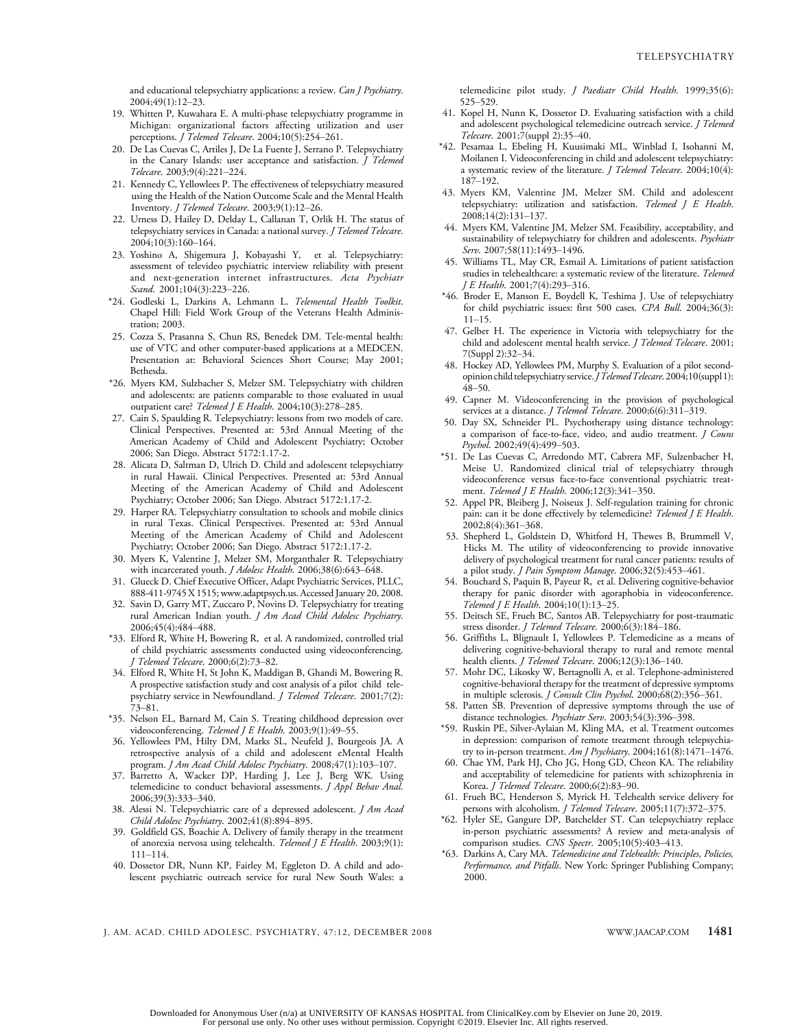and educational telepsychiatry applications: a review. *Can J Psychiatry*. 2004;49(1):12–23.

19. Whitten P, Kuwahara E. A multi-phase telepsychiatry programme in Michigan: organizational factors affecting utilization and user perceptions. *J Telemed Telecare*. 2004;10(5):254–261.
20. De Las Cuevas C, Artiles J, De La Fuente J, Serrano P. Telepsychiatry in the Canary Islands: user acceptance and satisfaction. *J Telemed Telecare*. 2003;9(4):221–224.
21. Kennedy C, Yellowlees P. The effectiveness of telepsychiatry measured using the Health of the Nation Outcome Scale and the Mental Health Inventory. *J Telemed Telecare*. 2003;9(1):12–26.
22. Urness D, Hailey D, Delday L, Callanan T, Orlik H. The status of telepsychiatry services in Canada: a national survey. *J Telemed Telecare*. 2004;10(3):160–164.
23. Yoshino A, Shigemura J, Kobayashi Y, et al. Telepsychiatry: assessment of televideo psychiatric interview reliability with present and next-generation internet infrastructures. *Acta Psychiatr Scand*. 2001;104(3):223–226.
*24. Godleski L, Darkins A, Lehmann L. *Telemental Health Toolkit*. Chapel Hill: Field Work Group of the Veterans Health Administration; 2003.
25. Cozza S, Prasanna S, Chun RS, Benedek DM. Tele-mental health: use of VTC and other computer-based applications at a MEDCEN. Presentation at: Behavioral Sciences Short Course; May 2001; Bethesda.
*26. Myers KM, Sulzbacher S, Melzer SM. Telepsychiatry with children and adolescents: are patients comparable to those evaluated in usual outpatient care? *Telemed J E Health*. 2004;10(3):278–285.
27. Cain S, Spaulding R. Telepsychiatry: lessons from two models of care. Clinical Perspectives. Presented at: 53rd Annual Meeting of the American Academy of Child and Adolescent Psychiatry; October 2006; San Diego. Abstract 5172:1.17-2.
28. Alicata D, Saltman D, Ulrich D. Child and adolescent telepsychiatry in rural Hawaii. Clinical Perspectives. Presented at: 53rd Annual Meeting of the American Academy of Child and Adolescent Psychiatry; October 2006; San Diego. Abstract 5172:1.17-2.
29. Harper RA. Telepsychiatry consultation to schools and mobile clinics in rural Texas. Clinical Perspectives. Presented at: 53rd Annual Meeting of the American Academy of Child and Adolescent Psychiatry; October 2006; San Diego. Abstract 5172:1.17-2.
30. Myers K, Valentine J, Melzer SM, Morganthaler R. Telepsychiatry with incarcerated youth. *J Adolesc Health*. 2006;38(6):643–648.
31. Glueck D. Chief Executive Officer, Adapt Psychiatric Services, PLLC, 888-411-9745 X 1515; www.adaptpsych.us. Accessed January 20, 2008.
32. Savin D, Garry MT, Zuccaro P, Novins D. Telepsychiatry for treating rural American Indian youth. *J Am Acad Child Adolesc Psychiatry*. 2006;45(4):484–488.
*33. Elford R, White H, Bowering R, et al. A randomized, controlled trial of child psychiatric assessments conducted using videoconferencing. *J Telemed Telecare*. 2000;6(2):73–82.
34. Elford R, White H, St John K, Maddigan B, Ghandi M, Bowering R. A prospective satisfaction study and cost analysis of a pilot child telepsychiatry service in Newfoundland. *J Telemed Telecare*. 2001;7(2): 73–81.
*35. Nelson EL, Barnard M, Cain S. Treating childhood depression over videoconferencing. *Telemed J E Health*. 2003;9(1):49–55.
36. Yellowlees PM, Hilty DM, Marks SL, Neufeld J, Bourgeois JA. A retrospective analysis of a child and adolescent eMental Health program. *J Am Acad Child Adolesc Psychiatry*. 2008;47(1):103–107.
37. Barretto A, Wacker DP, Harding J, Lee J, Berg WK. Using telemedicine to conduct behavioral assessments. *J Appl Behav Anal*. 2006;39(3):333–340.
38. Alessi N. Telepsychiatric care of a depressed adolescent. *J Am Acad Child Adolesc Psychiatry*. 2002;41(8):894–895.
39. Goldfield GS, Boachie A. Delivery of family therapy in the treatment of anorexia nervosa using telehealth. *Telemed J E Health*. 2003;9(1): 111–114.
40. Dossetor DR, Nunn KP, Fairley M, Eggleton D. A child and adolescent psychiatric outreach service for rural New South Wales: a telemedicine pilot study. *J Paediatr Child Health*. 1999;35(6): 525–529.
41. Kopel H, Nunn K, Dossetor D. Evaluating satisfaction with a child and adolescent psychological telemedicine outreach service. *J Telemed Telecare*. 2001;7(suppl 2):35–40.
*42. Pesamaa L, Ebeling H, Kuusimaki ML, Winblad I, Isohanni M, Moilanen I. Videoconferencing in child and adolescent telepsychiatry: a systematic review of the literature. *J Telemed Telecare*. 2004;10(4): 187–192.
43. Myers KM, Valentine JM, Melzer SM. Child and adolescent telepsychiatry: utilization and satisfaction. *Telemed J E Health*. 2008;14(2):131–137.
44. Myers KM, Valentine JM, Melzer SM. Feasibility, acceptability, and sustainability of telepsychiatry for children and adolescents. *Psychiatr Serv*. 2007;58(11):1493–1496.
45. Williams TL, May CR, Esmail A. Limitations of patient satisfaction studies in telehealthcare: a systematic review of the literature. *Telemed J E Health*. 2001;7(4):293–316.
*46. Broder E, Manson E, Boydell K, Teshima J. Use of telepsychiatry for child psychiatric issues: first 500 cases. *CPA Bull*. 2004;36(3): 11–15.
47. Gelber H. The experience in Victoria with telepsychiatry for the child and adolescent mental health service. *J Telemed Telecare*. 2001; 7(Suppl 2):32–34.
48. Hockey AD, Yellowlees PM, Murphy S. Evaluation of a pilot second-opinion child telepsychiatry service. *J Telemed Telecare*. 2004;10(suppl1): 48–50.
49. Capner M. Videoconferencing in the provision of psychological services at a distance. *J Telemed Telecare*. 2000;6(6):311–319.
50. Day SX, Schneider PL. Psychotherapy using distance technology: a comparison of face-to-face, video, and audio treatment. *J Couns Psychol*. 2002;49(4):499–503.
*51. De Las Cuevas C, Arredondo MT, Cabrera MF, Sulzenbacher H, Meise U. Randomized clinical trial of telepsychiatry through videoconference versus face-to-face conventional psychiatric treatment. *Telemed J E Health*. 2006;12(3):341–350.
52. Appel PR, Bleiberg J, Noiseux J. Self-regulation training for chronic pain: can it be done effectively by telemedicine? *Telemed J E Health*. 2002;8(4):361–368.
53. Shepherd L, Goldstein D, Whitford H, Thewes B, Brummell V, Hicks M. The utility of videoconferencing to provide innovative delivery of psychological treatment for rural cancer patients: results of a pilot study. *J Pain Symptom Manage*. 2006;32(5):453–461.
54. Bouchard S, Paquin B, Payeur R, et al. Delivering cognitive-behavior therapy for panic disorder with agoraphobia in videoconference. *Telemed J E Health*. 2004;10(1):13–25.
55. Deitsch SE, Frueh BC, Santos AB. Telepsychiatry for post-traumatic stress disorder. *J Telemed Telecare*. 2000;6(3):184–186.
56. Griffiths L, Blignault I, Yellowlees P. Telemedicine as a means of delivering cognitive-behavioral therapy to rural and remote mental health clients. *J Telemed Telecare*. 2006;12(3):136–140.
57. Mohr DC, Likosky W, Bertagnolli A, et al. Telephone-administered cognitive-behavioral therapy for the treatment of depressive symptoms in multiple sclerosis. *J Consult Clin Psychol*. 2000;68(2):356–361.
58. Patten SB. Prevention of depressive symptoms through the use of distance technologies. *Psychiatr Serv*. 2003;54(3):396–398.
*59. Ruskin PE, Silver-Aylaian M, Kling MA, et al. Treatment outcomes in depression: comparison of remote treatment through telepsychiatry to in-person treatment. *Am J Psychiatry*. 2004;161(8):1471–1476.
60. Chae YM, Park HJ, Cho JG, Hong GD, Cheon KA. The reliability and acceptability of telemedicine for patients with schizophrenia in Korea. *J Telemed Telecare*. 2000;6(2):83–90.
61. Frueh BC, Henderson S, Myrick H. Telehealth service delivery for persons with alcoholism. *J Telemed Telecare*. 2005;11(7):372–375.
*62. Hyler SE, Gangure DP, Batchelder ST. Can telepsychiatry replace in-person psychiatric assessments? A review and meta-analysis of comparison studies. *CNS Spectr*. 2005;10(5):403–413.
*63. Darkins A, Cary MA. *Telemedicine and Telehealth: Principles, Policies, Performance, and Pitfalls*. New York: Springer Publishing Company; 2000.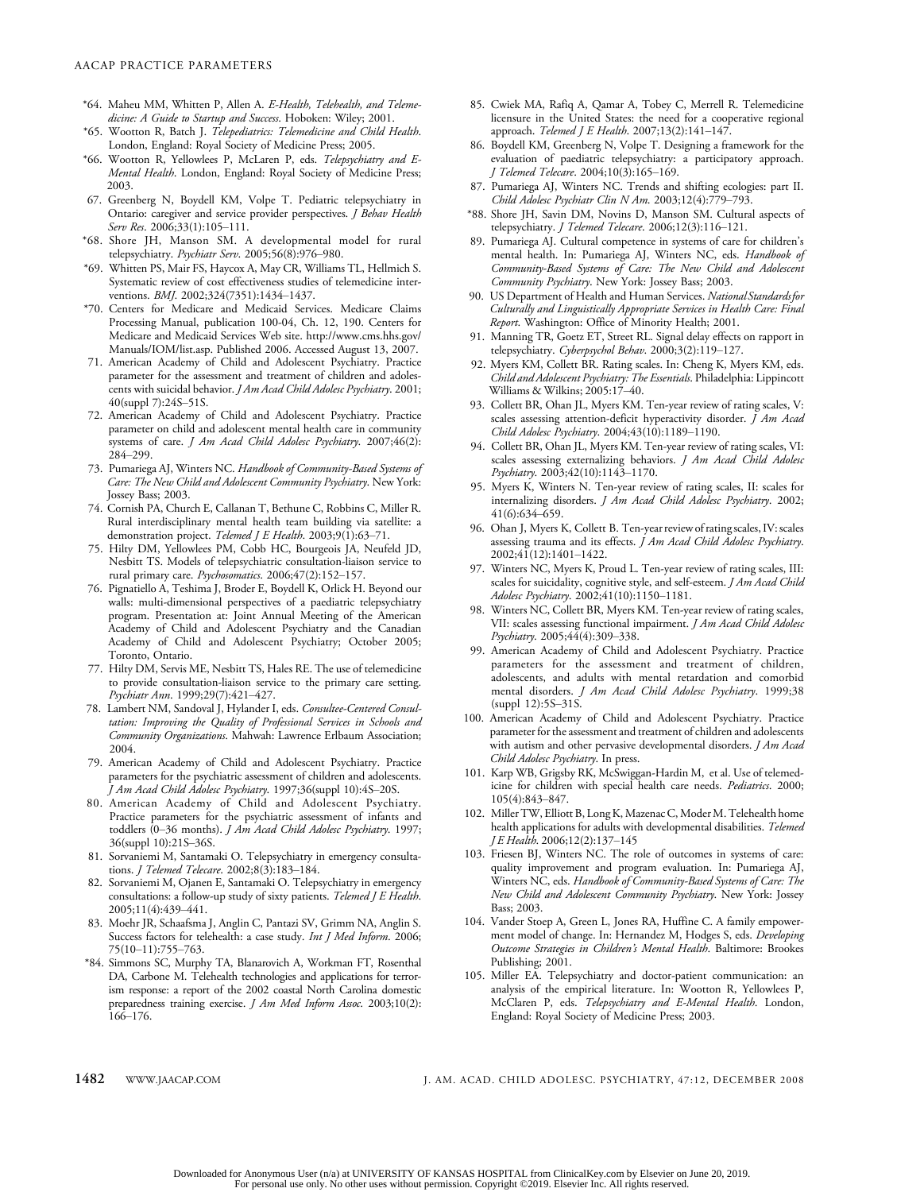*64. Maheu MM, Whitten P, Allen A. *E-Health, Telehealth, and Telemedicine: A Guide to Startup and Success*. Hoboken: Wiley; 2001.

*65. Wootton R, Batch J. *Telepediatrics: Telemedicine and Child Health*. London, England: Royal Society of Medicine Press; 2005.

*66. Wootton R, Yellowlees P, McLaren P, eds. *Telepsychiatry and E-Mental Health*. London, England: Royal Society of Medicine Press; 2003.

67. Greenberg N, Boydell KM, Volpe T. Pediatric telepsychiatry in Ontario: caregiver and service provider perspectives. *J Behav Health Serv Res*. 2006;33(1):105–111.

*68. Shore JH, Manson SM. A developmental model for rural telepsychiatry. *Psychiatr Serv*. 2005;56(8):976–980.

*69. Whitten PS, Mair FS, Haycox A, May CR, Williams TL, Hellmich S. Systematic review of cost effectiveness studies of telemedicine interventions. *BMJ*. 2002;324(7351):1434–1437.

*70. Centers for Medicare and Medicaid Services. Medicare Claims Processing Manual, publication 100-04, Ch. 12, 190. Centers for Medicare and Medicaid Services Web site. http://www.cms.hhs.gov/Manuals/IOM/list.asp. Published 2006. Accessed August 13, 2007.

71. American Academy of Child and Adolescent Psychiatry. Practice parameter for the assessment and treatment of children and adolescents with suicidal behavior. *J Am Acad Child Adolesc Psychiatry*. 2001; 40(suppl 7):24S–51S.

72. American Academy of Child and Adolescent Psychiatry. Practice parameter on child and adolescent mental health care in community systems of care. *J Am Acad Child Adolesc Psychiatry*. 2007;46(2): 284–299.

73. Pumariega AJ, Winters NC. *Handbook of Community-Based Systems of Care: The New Child and Adolescent Community Psychiatry*. New York: Jossey Bass; 2003.

74. Cornish PA, Church E, Callanan T, Bethune C, Robbins C, Miller R. Rural interdisciplinary mental health team building via satellite: a demonstration project. *Telemed J E Health*. 2003;9(1):63–71.

75. Hilty DM, Yellowlees PM, Cobb HC, Bourgeois JA, Neufeld JD, Nesbitt TS. Models of telepsychiatric consultation-liaison service to rural primary care. *Psychosomatics*. 2006;47(2):152–157.

76. Pignatiello A, Teshima J, Broder E, Boydell K, Orlick H. Beyond our walls: multi-dimensional perspectives of a paediatric telepsychiatry program. Presentation at: Joint Annual Meeting of the American Academy of Child and Adolescent Psychiatry and the Canadian Academy of Child and Adolescent Psychiatry; October 2005; Toronto, Ontario.

77. Hilty DM, Servis ME, Nesbitt TS, Hales RE. The use of telemedicine to provide consultation-liaison service to the primary care setting. *Psychiatr Ann*. 1999;29(7):421–427.

78. Lambert NM, Sandoval J, Hylander I, eds. *Consultee-Centered Consultation: Improving the Quality of Professional Services in Schools and Community Organizations*. Mahwah: Lawrence Erlbaum Association; 2004.

79. American Academy of Child and Adolescent Psychiatry. Practice parameters for the psychiatric assessment of children and adolescents. *J Am Acad Child Adolesc Psychiatry*. 1997;36(suppl 10):4S–20S.

80. American Academy of Child and Adolescent Psychiatry. Practice parameters for the psychiatric assessment of infants and toddlers (0–36 months). *J Am Acad Child Adolesc Psychiatry*. 1997; 36(suppl 10):21S–36S.

81. Sorvaniemi M, Santamaki O. Telepsychiatry in emergency consultations. *J Telemed Telecare*. 2002;8(3):183–184.

82. Sorvaniemi M, Ojanen E, Santamaki O. Telepsychiatry in emergency consultations: a follow-up study of sixty patients. *Telemed J E Health*. 2005;11(4):439–441.

83. Moehr JR, Schaafsma J, Anglin C, Pantazi SV, Grimm NA, Anglin S. Success factors for telehealth: a case study. *Int J Med Inform*. 2006; 75(10–11):755–763.

*84. Simmons SC, Murphy TA, Blanarovich A, Workman FT, Rosenthal DA, Carbone M. Telehealth technologies and applications for terrorism response: a report of the 2002 coastal North Carolina domestic preparedness training exercise. *J Am Med Inform Assoc*. 2003;10(2): 166–176.

85. Cwiek MA, Rafiq A, Qamar A, Tobey C, Merrell R. Telemedicine licensure in the United States: the need for a cooperative regional approach. *Telemed J E Health*. 2007;13(2):141–147.

86. Boydell KM, Greenberg N, Volpe T. Designing a framework for the evaluation of paediatric telepsychiatry: a participatory approach. *J Telemed Telecare*. 2004;10(3):165–169.

87. Pumariega AJ, Winters NC. Trends and shifting ecologies: part II. *Child Adolesc Psychiatr Clin N Am*. 2003;12(4):779–793.

*88. Shore JH, Savin DM, Novins D, Manson SM. Cultural aspects of telepsychiatry. *J Telemed Telecare*. 2006;12(3):116–121.

89. Pumariega AJ. Cultural competence in systems of care for children's mental health. In: Pumariega AJ, Winters NC, eds. *Handbook of Community-Based Systems of Care: The New Child and Adolescent Community Psychiatry*. New York: Jossey Bass; 2003.

90. US Department of Health and Human Services. *National Standards for Culturally and Linguistically Appropriate Services in Health Care: Final Report*. Washington: Office of Minority Health; 2001.

91. Manning TR, Goetz ET, Street RL. Signal delay effects on rapport in telepsychiatry. *Cyberpsychol Behav*. 2000;3(2):119–127.

92. Myers KM, Collett BR. Rating scales. In: Cheng K, Myers KM, eds. *Child and Adolescent Psychiatry: The Essentials*. Philadelphia: Lippincott Williams & Wilkins; 2005:17–40.

93. Collett BR, Ohan JL, Myers KM. Ten-year review of rating scales, V: scales assessing attention-deficit hyperactivity disorder. *J Am Acad Child Adolesc Psychiatry*. 2004;43(10):1189–1190.

94. Collett BR, Ohan JL, Myers KM. Ten-year review of rating scales, VI: scales assessing externalizing behaviors. *J Am Acad Child Adolesc Psychiatry*. 2003;42(10):1143–1170.

95. Myers K, Winters N. Ten-year review of rating scales, II: scales for internalizing disorders. *J Am Acad Child Adolesc Psychiatry*. 2002; 41(6):634–659.

96. Ohan J, Myers K, Collett B. Ten-year review of rating scales, IV: scales assessing trauma and its effects. *J Am Acad Child Adolesc Psychiatry*. 2002;41(12):1401–1422.

97. Winters NC, Myers K, Proud L. Ten-year review of rating scales, III: scales for suicidality, cognitive style, and self-esteem. *J Am Acad Child Adolesc Psychiatry*. 2002;41(10):1150–1181.

98. Winters NC, Collett BR, Myers KM. Ten-year review of rating scales, VII: scales assessing functional impairment. *J Am Acad Child Adolesc Psychiatry*. 2005;44(4):309–338.

99. American Academy of Child and Adolescent Psychiatry. Practice parameters for the assessment and treatment of children, adolescents, and adults with mental retardation and comorbid mental disorders. *J Am Acad Child Adolesc Psychiatry*. 1999;38 (suppl 12):5S–31S.

100. American Academy of Child and Adolescent Psychiatry. Practice parameter for the assessment and treatment of children and adolescents with autism and other pervasive developmental disorders. *J Am Acad Child Adolesc Psychiatry*. In press.

101. Karp WB, Grigsby RK, McSwiggan-Hardin M, et al. Use of telemedicine for children with special health care needs. *Pediatrics*. 2000; 105(4):843–847.

102. Miller TW, Elliott B, Long K, Mazenac C, Moder M. Telehealth home health applications for adults with developmental disabilities. *Telemed J E Health*. 2006;12(2):137–145

103. Friesen BJ, Winters NC. The role of outcomes in systems of care: quality improvement and program evaluation. In: Pumariega AJ, Winters NC, eds. *Handbook of Community-Based Systems of Care: The New Child and Adolescent Community Psychiatry*. New York: Jossey Bass; 2003.

104. Vander Stoep A, Green L, Jones RA, Huffine C. A family empowerment model of change. In: Hernandez M, Hodges S, eds. *Developing Outcome Strategies in Children's Mental Health*. Baltimore: Brookes Publishing; 2001.

105. Miller EA. Telepsychiatry and doctor-patient communication: an analysis of the empirical literature. In: Wootton R, Yellowlees P, McClaren P, eds. *Telepsychiatry and E-Mental Health*. London, England: Royal Society of Medicine Press; 2003.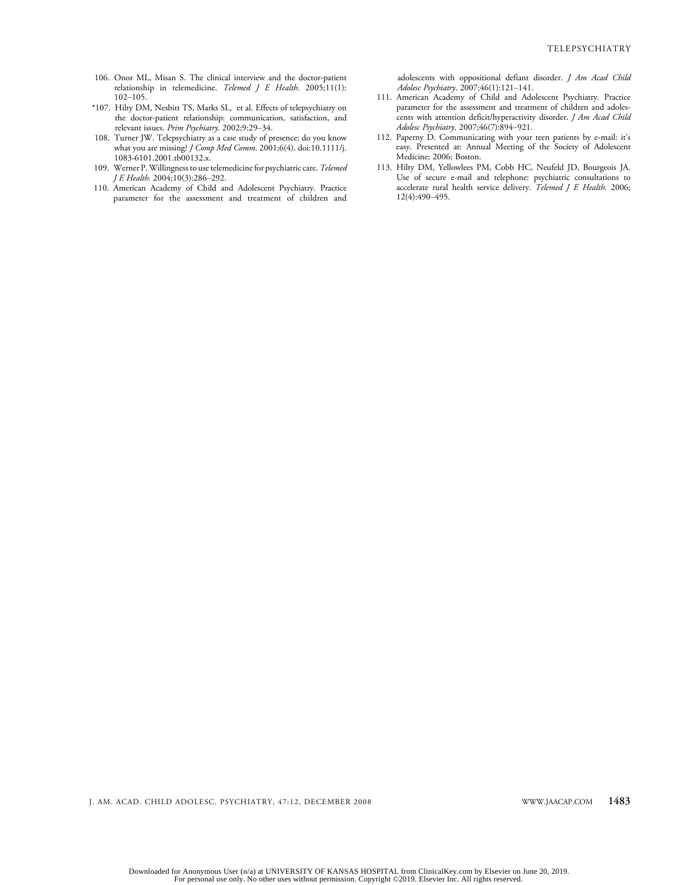106. Onor ML, Misan S. The clinical interview and the doctor-patient relationship in telemedicine. *Telemed J E Health*. 2005;11(1): 102–105.

*107. Hilty DM, Nesbitt TS, Marks SL, et al. Effects of telepsychiatry on the doctor-patient relationship: communication, satisfaction, and relevant issues. *Prim Psychiatry*. 2002;9:29–34.

108. Turner JW. Telepsychiatry as a case study of presence: do you know what you are missing? *J Comp Med Comm*. 2001;6(4). doi:10.1111/j.1083-6101.2001.tb00132.x.

109. Werner P. Willingness to use telemedicine for psychiatric care. *Telemed J E Health*. 2004;10(3):286–292.

110. American Academy of Child and Adolescent Psychiatry. Practice parameter for the assessment and treatment of children and adolescents with oppositional defiant disorder. *J Am Acad Child Adolesc Psychiatry*. 2007;46(1):121–141.

111. American Academy of Child and Adolescent Psychiatry. Practice parameter for the assessment and treatment of children and adolescents with attention deficit/hyperactivity disorder. *J Am Acad Child Adolesc Psychiatry*. 2007;46(7):894–921.

112. Paperny D. Communicating with your teen patients by e-mail: it's easy. Presented at: Annual Meeting of the Society of Adolescent Medicine; 2006; Boston.

113. Hilty DM, Yellowlees PM, Cobb HC, Neufeld JD, Bourgeois JA. Use of secure e-mail and telephone: psychiatric consultations to accelerate rural health service delivery. *Telemed J E Health*. 2006; 12(4):490–495.